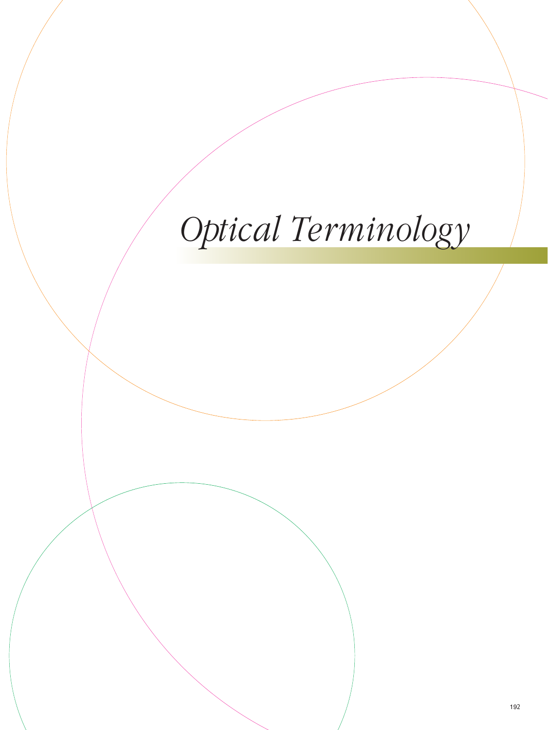# *Optical Terminology*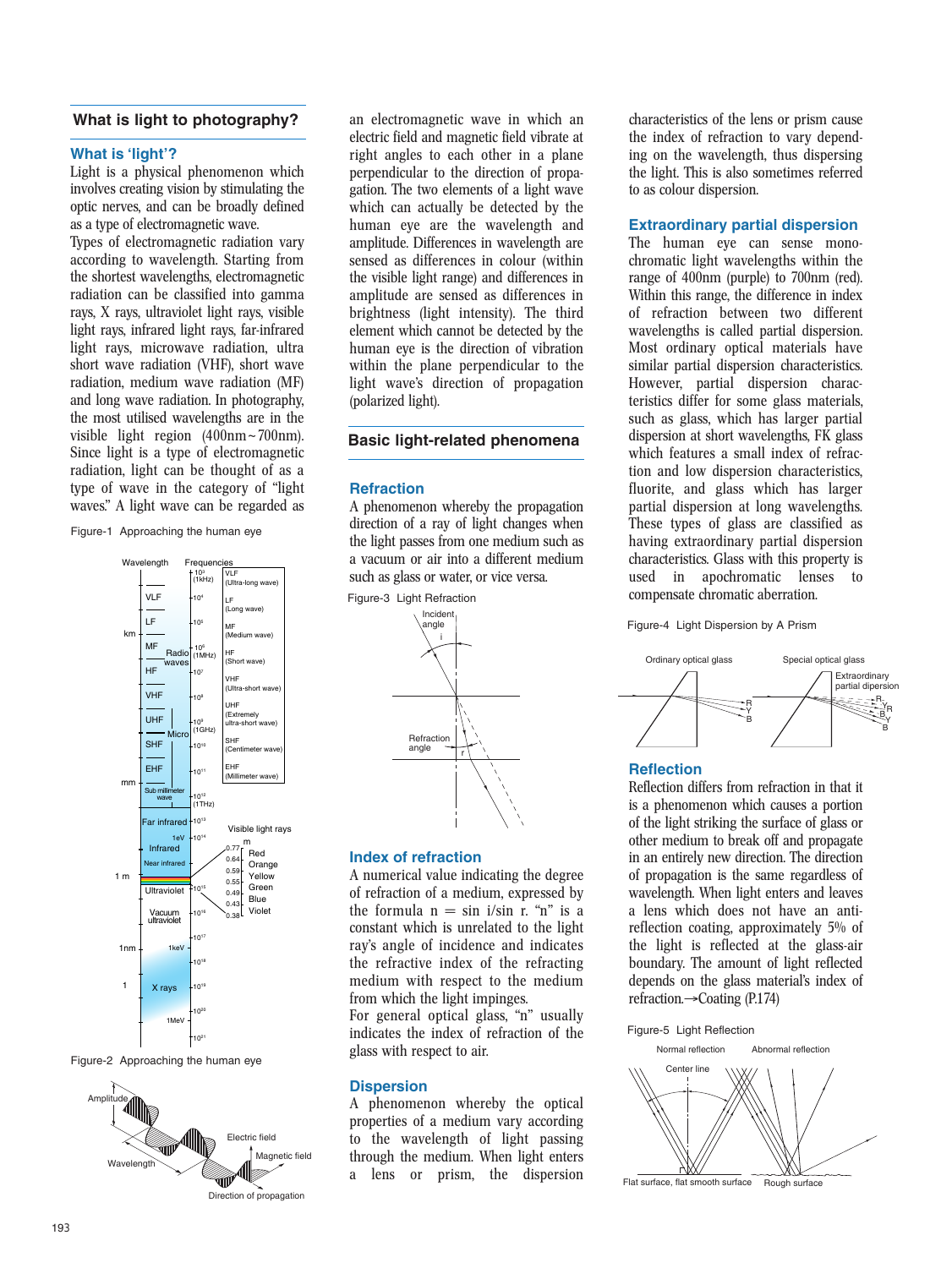## What is light to photography?

### What is 'light'?

Light is a physical phenomenon which involves creating vision by stimulating the optic nerves, and can be broadly defined as a type of electromagnetic wave.

Types of electromagnetic radiation vary according to wavelength. Starting from the shortest wavelengths, electromagnetic radiation can be classified into gamma rays, X rays, ultraviolet light rays, visible light rays, infrared light rays, far-infrared light rays, microwave radiation, ultra short wave radiation (VHF), short wave radiation, medium wave radiation (MF) and long wave radiation. In photography, the most utilised wavelengths are in the visible light region (400nm~700nm). Since light is a type of electromagnetic radiation, light can be thought of as a type of wave in the category of "light waves." A light wave can be regarded as an electromagnetic wave in which an electric field and magnetic field vibrate at right angles to each other in a plane perpendicular to the direction of propagation. The two elements of a light wave which can actually be detected by the human eye are the wavelength and amplitude. Differences in wavelength are sensed as differences in colour (within the visible light range) and differences in amplitude are sensed as differences in brightness (light intensity). The third element which cannot be detected by the human eye is the direction of vibration within the plane perpendicular to the light wave's direction of propagation (polarized light).

Figure-1 Approaching the human eye

Figure-2 Approaching the human eye

## Basic light-related phenomena

### Refraction

A phenomenon whereby the propagation direction of a ray of light changes when the light passes from one medium such as a vacuum or air into a different medium such as glass or water, or vice versa.

Figure-3 Light Refraction

### Index of refraction

A numerical value indicating the degree of refraction of a medium, expressed by the formula $n = \sin i/\sin r$. "n" is a constant which is unrelated to the light ray's angle of incidence and indicates the refractive index of the refracting medium with respect to the medium from which the light impinges.

For general optical glass, "n" usually indicates the index of refraction of the glass with respect to air.

### Dispersion

A phenomenon whereby the optical properties of a medium vary according to the wavelength of light passing through the medium. When light enters a lens or prism, the dispersion characteristics of the lens or prism cause the index of refraction to vary depending on the wavelength, thus dispersing the light. This is also sometimes referred to as colour dispersion.

### Extraordinary partial dispersion

The human eye can sense monochromatic light wavelengths within the range of 400nm (purple) to 700nm (red). Within this range, the difference in index of refraction between two different wavelengths is called partial dispersion. Most ordinary optical materials have similar partial dispersion characteristics. However, partial dispersion characteristics differ for some glass materials, such as glass, which has larger partial dispersion at short wavelengths, FK glass which features a small index of refraction and low dispersion characteristics, fluorite, and glass which has larger partial dispersion at long wavelengths. These types of glass are classified as having extraordinary partial dispersion characteristics. Glass with this property is used in apochromatic lenses to compensate chromatic aberration.

Figure-4 Light Dispersion by A Prism

### Reflection

Reflection differs from refraction in that it is a phenomenon which causes a portion of the light striking the surface of glass or other medium to break off and propagate in an entirely new direction. The direction of propagation is the same regardless of wavelength. When light enters and leaves a lens which does not have an anti-reflection coating, approximately 5% of the light is reflected at the glass-air boundary. The amount of light reflected depends on the glass material's index of refraction.→Coating (P.174)

Figure-5 Light Reflection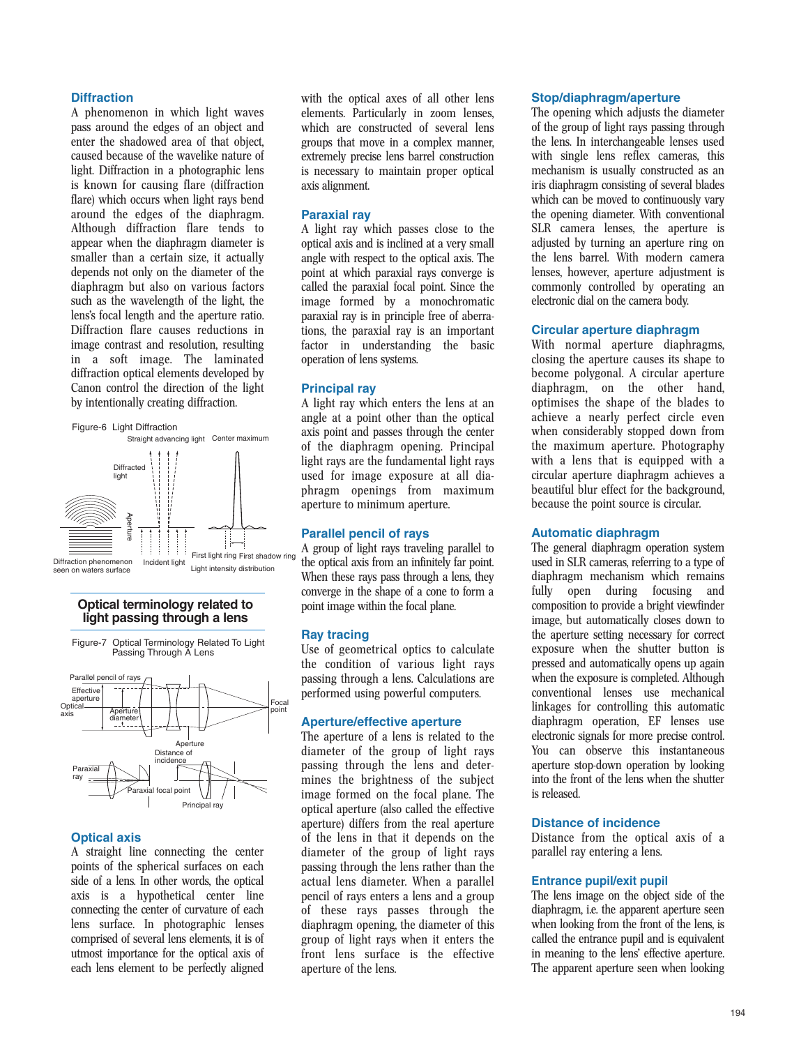### Diffraction

A phenomenon in which light waves pass around the edges of an object and enter the shadowed area of that object, caused because of the wavelike nature of light. Diffraction in a photographic lens is known for causing flare (diffraction flare) which occurs when light rays bend around the edges of the diaphragm. Although diffraction flare tends to appear when the diaphragm diameter is smaller than a certain size, it actually depends not only on the diameter of the diaphragm but also on various factors such as the wavelength of the light, the lens's focal length and the aperture ratio. Diffraction flare causes reductions in image contrast and resolution, resulting in a soft image. The laminated diffraction optical elements developed by Canon control the direction of the light by intentionally creating diffraction.

Figure-6 Light Diffraction

Straight advancing light
Center maximum
Diffracted light
Aperture
Diffraction phenomenon seen on waters surface
Incident light
First light ring
First shadow ring
Light intensity distribution

## Optical terminology related to light passing through a lens

Figure-7 Optical Terminology Related To Light Passing Through A Lens

Parallel pencil of rays
Effective aperture
Optical axis
Aperture diameter
Focal point
Aperture
Distance of incidence
Paraxial ray
Paraxial focal point
Principal ray

### Optical axis

A straight line connecting the center points of the spherical surfaces on each side of a lens. In other words, the optical axis is a hypothetical center line connecting the center of curvature of each lens surface. In photographic lenses comprised of several lens elements, it is of utmost importance for the optical axis of each lens element to be perfectly aligned with the optical axes of all other lens elements. Particularly in zoom lenses, which are constructed of several lens groups that move in a complex manner, extremely precise lens barrel construction is necessary to maintain proper optical axis alignment.

### Paraxial ray

A light ray which passes close to the optical axis and is inclined at a very small angle with respect to the optical axis. The point at which paraxial rays converge is called the paraxial focal point. Since the image formed by a monochromatic paraxial ray is in principle free of aberrations, the paraxial ray is an important factor in understanding the basic operation of lens systems.

### Principal ray

A light ray which enters the lens at an angle at a point other than the optical axis point and passes through the center of the diaphragm opening. Principal light rays are the fundamental light rays used for image exposure at all diaphragm openings from maximum aperture to minimum aperture.

### Parallel pencil of rays

A group of light rays traveling parallel to the optical axis from an infinitely far point. When these rays pass through a lens, they converge in the shape of a cone to form a point image within the focal plane.

### Ray tracing

Use of geometrical optics to calculate the condition of various light rays passing through a lens. Calculations are performed using powerful computers.

### Aperture/effective aperture

The aperture of a lens is related to the diameter of the group of light rays passing through the lens and determines the brightness of the subject image formed on the focal plane. The optical aperture (also called the effective aperture) differs from the real aperture of the lens in that it depends on the diameter of the group of light rays passing through the lens rather than the actual lens diameter. When a parallel pencil of rays enters a lens and a group of these rays passes through the diaphragm opening, the diameter of this group of light rays when it enters the front lens surface is the effective aperture of the lens.

### Stop/diaphragm/aperture

The opening which adjusts the diameter of the group of light rays passing through the lens. In interchangeable lenses used with single lens reflex cameras, this mechanism is usually constructed as an iris diaphragm consisting of several blades which can be moved to continuously vary the opening diameter. With conventional SLR camera lenses, the aperture is adjusted by turning an aperture ring on the lens barrel. With modern camera lenses, however, aperture adjustment is commonly controlled by operating an electronic dial on the camera body.

### Circular aperture diaphragm

With normal aperture diaphragms, closing the aperture causes its shape to become polygonal. A circular aperture diaphragm, on the other hand, optimises the shape of the blades to achieve a nearly perfect circle even when considerably stopped down from the maximum aperture. Photography with a lens that is equipped with a circular aperture diaphragm achieves a beautiful blur effect for the background, because the point source is circular.

### Automatic diaphragm

The general diaphragm operation system used in SLR cameras, referring to a type of diaphragm mechanism which remains fully open during focusing and composition to provide a bright viewfinder image, but automatically closes down to the aperture setting necessary for correct exposure when the shutter button is pressed and automatically opens up again when the exposure is completed. Although conventional lenses use mechanical linkages for controlling this automatic diaphragm operation, EF lenses use electronic signals for more precise control. You can observe this instantaneous aperture stop-down operation by looking into the front of the lens when the shutter is released.

### Distance of incidence

Distance from the optical axis of a parallel ray entering a lens.

### Entrance pupil/exit pupil

The lens image on the object side of the diaphragm, i.e. the apparent aperture seen when looking from the front of the lens, is called the entrance pupil and is equivalent in meaning to the lens' effective aperture. The apparent aperture seen when looking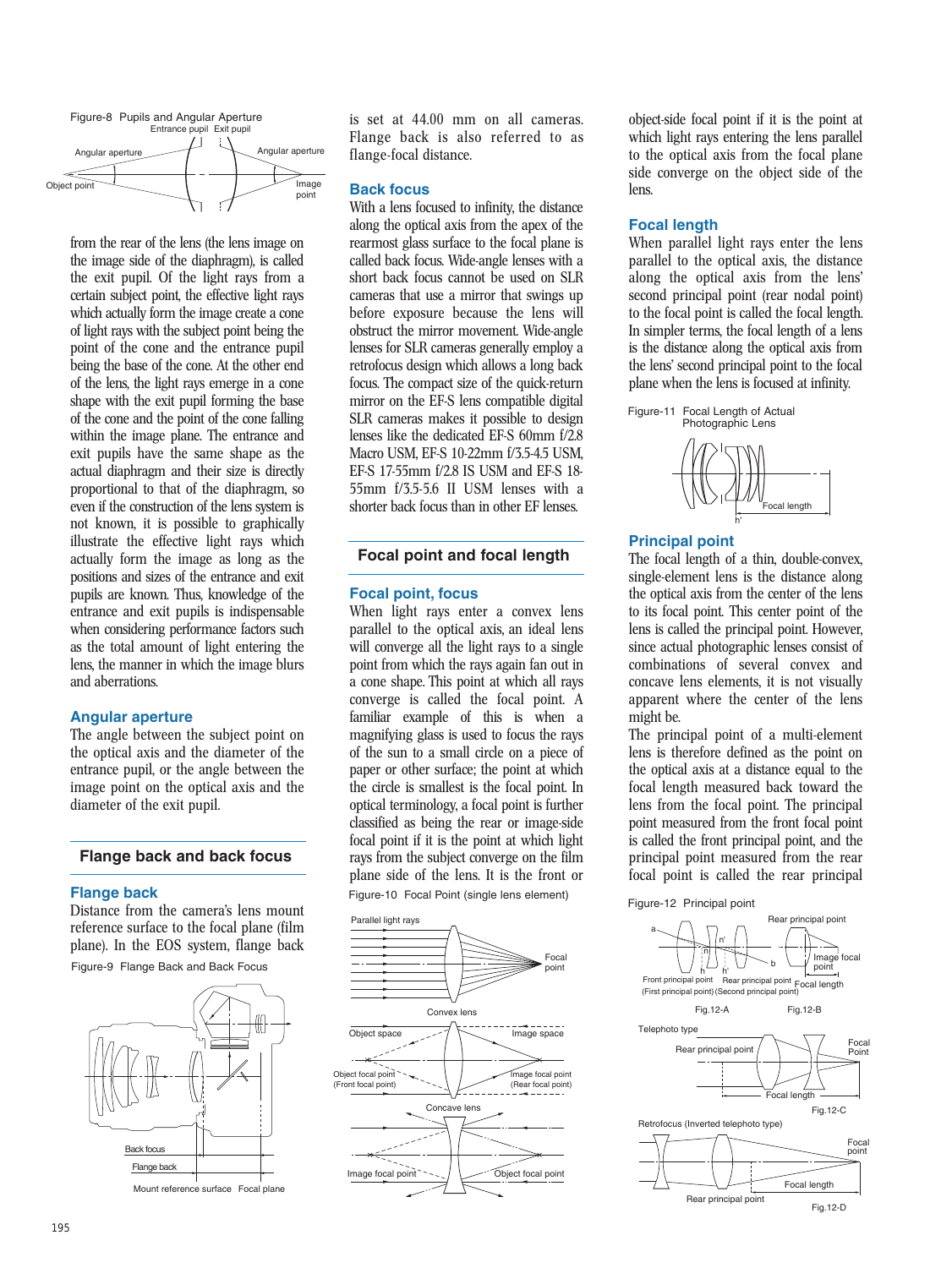Figure-8 Pupils and Angular Aperture

from the rear of the lens (the lens image on the image side of the diaphragm), is called the exit pupil. Of the light rays from a certain subject point, the effective light rays which actually form the image create a cone of light rays with the subject point being the point of the cone and the entrance pupil being the base of the cone. At the other end of the lens, the light rays emerge in a cone shape with the exit pupil forming the base of the cone and the point of the cone falling within the image plane. The entrance and exit pupils have the same shape as the actual diaphragm and their size is directly proportional to that of the diaphragm, so even if the construction of the lens system is not known, it is possible to graphically illustrate the effective light rays which actually form the image as long as the positions and sizes of the entrance and exit pupils are known. Thus, knowledge of the entrance and exit pupils is indispensable when considering performance factors such as the total amount of light entering the lens, the manner in which the image blurs and aberrations.

### Angular aperture

The angle between the subject point on the optical axis and the diameter of the entrance pupil, or the angle between the image point on the optical axis and the diameter of the exit pupil.

## Flange back and back focus

### Flange back

Distance from the camera's lens mount reference surface to the focal plane (film plane). In the EOS system, flange back is set at 44.00 mm on all cameras. Flange back is also referred to as flange-focal distance.

Figure-9 Flange Back and Back Focus

### Back focus

With a lens focused to infinity, the distance along the optical axis from the apex of the rearmost glass surface to the focal plane is called back focus. Wide-angle lenses with a short back focus cannot be used on SLR cameras that use a mirror that swings up before exposure because the lens will obstruct the mirror movement. Wide-angle lenses for SLR cameras generally employ a retrofocus design which allows a long back focus. The compact size of the quick-return mirror on the EF-S lens compatible digital SLR cameras makes it possible to design lenses like the dedicated EF-S 60mm f/2.8 Macro USM, EF-S 10-22mm f/3.5-4.5 USM, EF-S 17-55mm f/2.8 IS USM and EF-S 18-55mm f/3.5-5.6 II USM lenses with a shorter back focus than in other EF lenses.

## Focal point and focal length

### Focal point, focus

When light rays enter a convex lens parallel to the optical axis, an ideal lens will converge all the light rays to a single point from which the rays again fan out in a cone shape. This point at which all rays converge is called the focal point. A familiar example of this is when a magnifying glass is used to focus the rays of the sun to a small circle on a piece of paper or other surface; the point at which the circle is smallest is the focal point. In optical terminology, a focal point is further classified as being the rear or image-side focal point if it is the point at which light rays from the subject converge on the film plane side of the lens. It is the front or object-side focal point if it is the point at which light rays entering the lens parallel to the optical axis from the focal plane side converge on the object side of the lens.

Figure-10 Focal Point (single lens element)

### Focal length

When parallel light rays enter the lens parallel to the optical axis, the distance along the optical axis from the lens' second principal point (rear nodal point) to the focal point is called the focal length. In simpler terms, the focal length of a lens is the distance along the optical axis from the lens' second principal point to the focal plane when the lens is focused at infinity.

Figure-11 Focal Length of Actual Photographic Lens

### Principal point

The focal length of a thin, double-convex, single-element lens is the distance along the optical axis from the center of the lens to its focal point. This center point of the lens is called the principal point. However, since actual photographic lenses consist of combinations of several convex and concave lens elements, it is not visually apparent where the center of the lens might be.

The principal point of a multi-element lens is therefore defined as the point on the optical axis at a distance equal to the focal length measured back toward the lens from the focal point. The principal point measured from the front focal point is called the front principal point, and the principal point measured from the rear focal point is called the rear principal

Figure-12 Principal point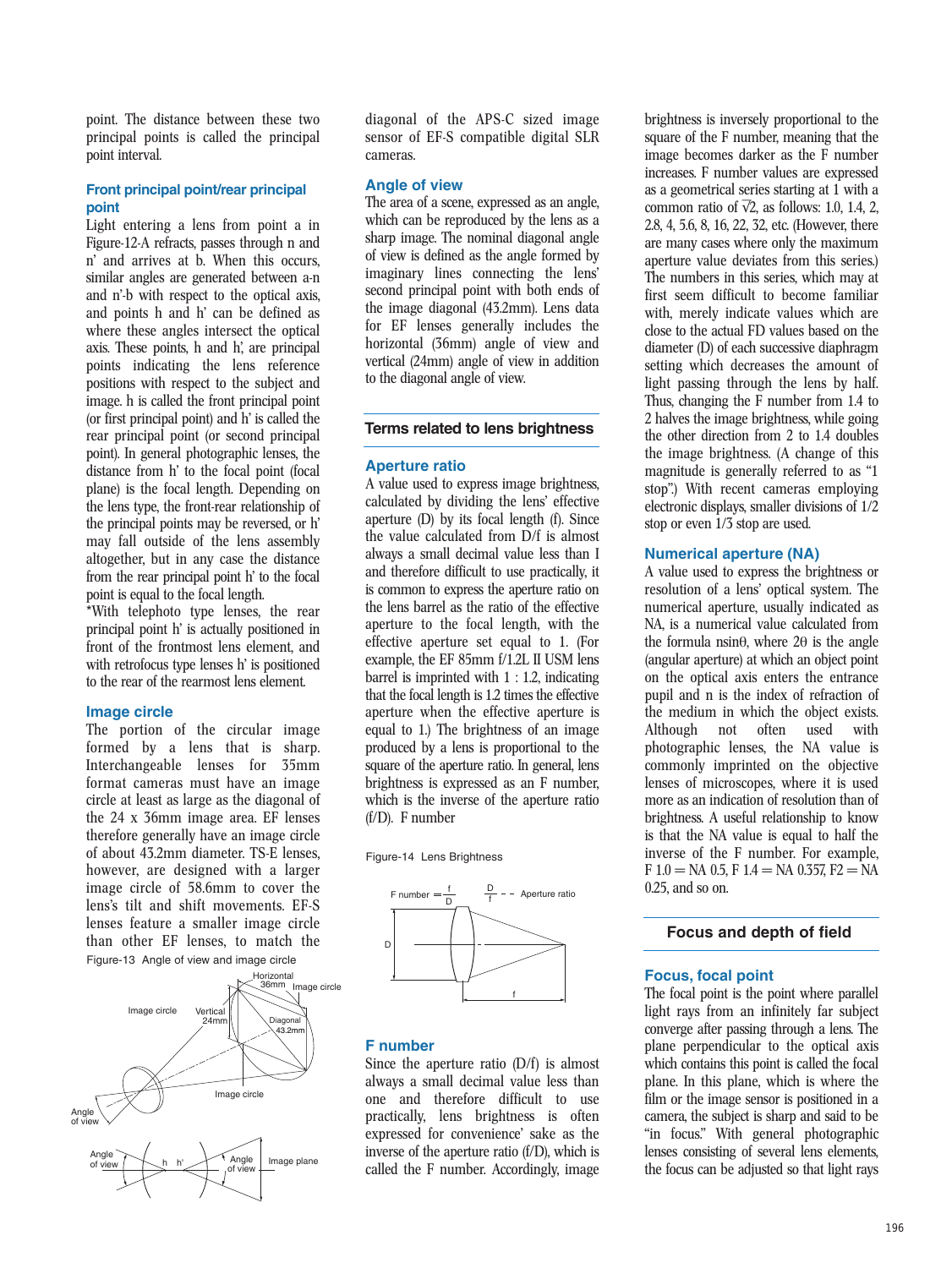point. The distance between these two principal points is called the principal point interval.

### Front principal point/rear principal point

Light entering a lens from point a in Figure-12-A refracts, passes through n and n' and arrives at b. When this occurs, similar angles are generated between a-n and n'-b with respect to the optical axis, and points h and h' can be defined as where these angles intersect the optical axis. These points, h and h', are principal points indicating the lens reference positions with respect to the subject and image. h is called the front principal point (or first principal point) and h' is called the rear principal point (or second principal point). In general photographic lenses, the distance from h' to the focal point (focal plane) is the focal length. Depending on the lens type, the front-rear relationship of the principal points may be reversed, or h' may fall outside of the lens assembly altogether, but in any case the distance from the rear principal point h' to the focal point is equal to the focal length.

*With telephoto type lenses, the rear principal point h' is actually positioned in front of the frontmost lens element, and with retrofocus type lenses h' is positioned to the rear of the rearmost lens element.

### Image circle

The portion of the circular image formed by a lens that is sharp. Interchangeable lenses for 35mm format cameras must have an image circle at least as large as the diagonal of the 24 x 36mm image area. EF lenses therefore generally have an image circle of about 43.2mm diameter. TS-E lenses, however, are designed with a larger image circle of 58.6mm to cover the lens's tilt and shift movements. EF-S lenses feature a smaller image circle than other EF lenses, to match the diagonal of the APS-C sized image sensor of EF-S compatible digital SLR cameras.

Figure-13 Angle of view and image circle

### Angle of view

The area of a scene, expressed as an angle, which can be reproduced by the lens as a sharp image. The nominal diagonal angle of view is defined as the angle formed by imaginary lines connecting the lens' second principal point with both ends of the image diagonal (43.2mm). Lens data for EF lenses generally includes the horizontal (36mm) angle of view and vertical (24mm) angle of view in addition to the diagonal angle of view.

## Terms related to lens brightness

### Aperture ratio

A value used to express image brightness, calculated by dividing the lens' effective aperture (D) by its focal length (f). Since the value calculated from D/f is almost always a small decimal value less than I and therefore difficult to use practically, it is common to express the aperture ratio on the lens barrel as the ratio of the effective aperture to the focal length, with the effective aperture set equal to 1. (For example, the EF 85mm f/1.2L II USM lens barrel is imprinted with 1 : 1.2, indicating that the focal length is 1.2 times the effective aperture when the effective aperture is equal to 1.) The brightness of an image produced by a lens is proportional to the square of the aperture ratio. In general, lens brightness is expressed as an F number, which is the inverse of the aperture ratio (f/D). F number

Figure-14 Lens Brightness

### F number

Since the aperture ratio (D/f) is almost always a small decimal value less than one and therefore difficult to use practically, lens brightness is often expressed for convenience' sake as the inverse of the aperture ratio (f/D), which is called the F number. Accordingly, image brightness is inversely proportional to the square of the F number, meaning that the image becomes darker as the F number increases. F number values are expressed as a geometrical series starting at 1 with a common ratio of $\sqrt{2}$, as follows: 1.0, 1.4, 2, 2.8, 4, 5.6, 8, 16, 22, 32, etc. (However, there are many cases where only the maximum aperture value deviates from this series.) The numbers in this series, which may at first seem difficult to become familiar with, merely indicate values which are close to the actual FD values based on the diameter (D) of each successive diaphragm setting which decreases the amount of light passing through the lens by half. Thus, changing the F number from 1.4 to 2 halves the image brightness, while going the other direction from 2 to 1.4 doubles the image brightness. (A change of this magnitude is generally referred to as "1 stop".) With recent cameras employing electronic displays, smaller divisions of 1/2 stop or even 1/3 stop are used.

### Numerical aperture (NA)

A value used to express the brightness or resolution of a lens' optical system. The numerical aperture, usually indicated as NA, is a numerical value calculated from the formula $n\sin\theta$, where $2\theta$ is the angle (angular aperture) at which an object point on the optical axis enters the entrance pupil and n is the index of refraction of the medium in which the object exists. Although not often used with photographic lenses, the NA value is commonly imprinted on the objective lenses of microscopes, where it is used more as an indication of resolution than of brightness. A useful relationship to know is that the NA value is equal to half the inverse of the F number. For example, F 1.0 = NA 0.5, F 1.4 = NA 0.357, F2 = NA 0.25, and so on.

## Focus and depth of field

### Focus, focal point

The focal point is the point where parallel light rays from an infinitely far subject converge after passing through a lens. The plane perpendicular to the optical axis which contains this point is called the focal plane. In this plane, which is where the film or the image sensor is positioned in a camera, the subject is sharp and said to be "in focus." With general photographic lenses consisting of several lens elements, the focus can be adjusted so that light rays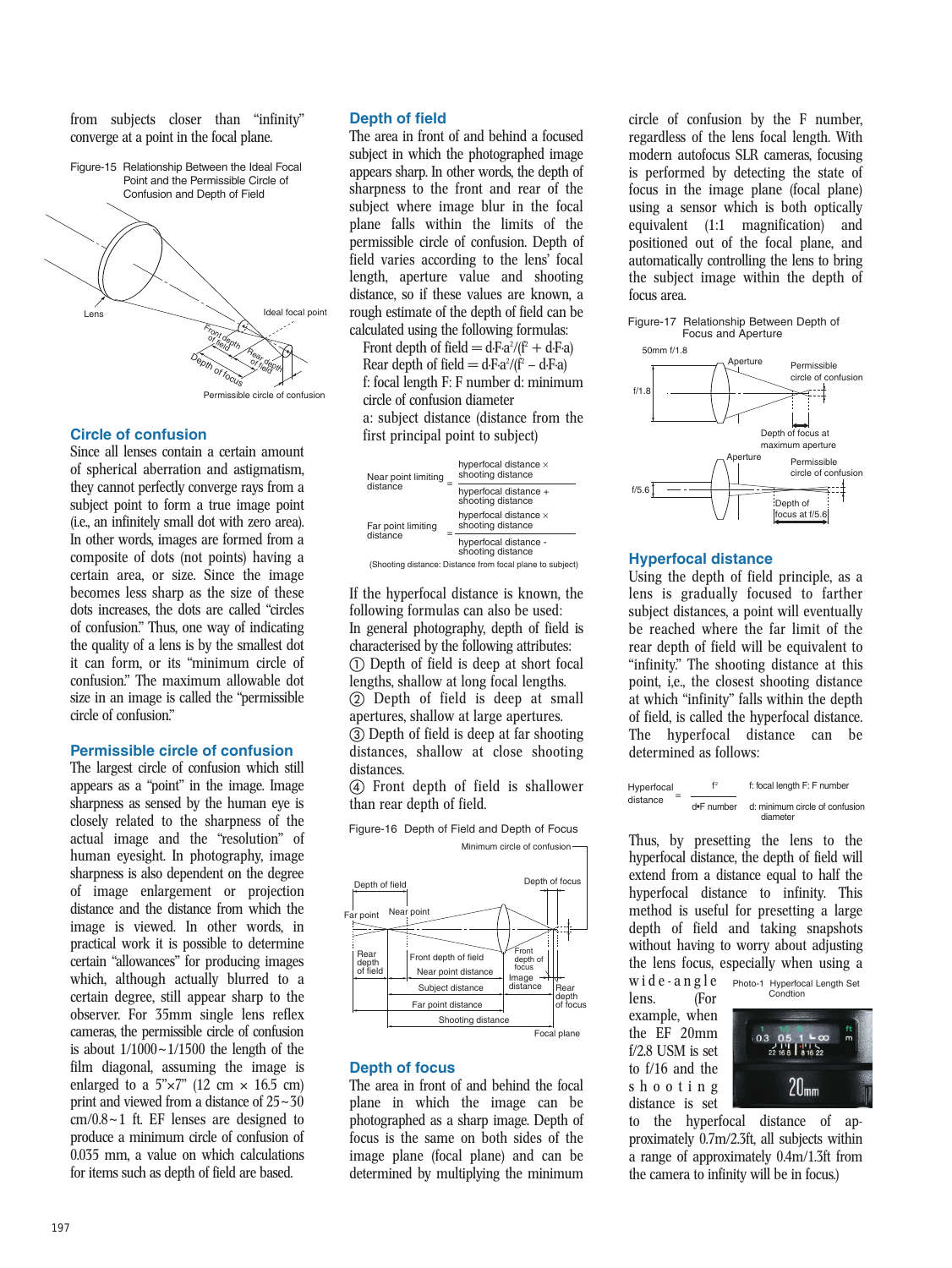from subjects closer than "infinity" converge at a point in the focal plane.

Figure-15 Relationship Between the Ideal Focal Point and the Permissible Circle of Confusion and Depth of Field

## Circle of confusion

Since all lenses contain a certain amount of spherical aberration and astigmatism, they cannot perfectly converge rays from a subject point to form a true image point (i.e., an infinitely small dot with zero area). In other words, images are formed from a composite of dots (not points) having a certain area, or size. Since the image becomes less sharp as the size of these dots increases, the dots are called "circles of confusion." Thus, one way of indicating the quality of a lens is by the smallest dot it can form, or its "minimum circle of confusion." The maximum allowable dot size in an image is called the "permissible circle of confusion."

## Permissible circle of confusion

The largest circle of confusion which still appears as a "point" in the image. Image sharpness as sensed by the human eye is closely related to the sharpness of the actual image and the "resolution" of human eyesight. In photography, image sharpness is also dependent on the degree of image enlargement or projection distance and the distance from which the image is viewed. In other words, in practical work it is possible to determine certain "allowances" for producing images which, although actually blurred to a certain degree, still appear sharp to the observer. For 35mm single lens reflex cameras, the permissible circle of confusion is about 1/1000~1/1500 the length of the film diagonal, assuming the image is enlarged to a 5"×7" (12 cm × 16.5 cm) print and viewed from a distance of 25~30 cm/0.8~1 ft. EF lenses are designed to produce a minimum circle of confusion of 0.035 mm, a value on which calculations for items such as depth of field are based.

## Depth of field

The area in front of and behind a focused subject in which the photographed image appears sharp. In other words, the depth of sharpness to the front and rear of the subject where image blur in the focal plane falls within the limits of the permissible circle of confusion. Depth of field varies according to the lens' focal length, aperture value and shooting distance, so if these values are known, a rough estimate of the depth of field can be calculated using the following formulas:

Front depth of field $= d \cdot F \cdot a^2/(f^2 + d \cdot F \cdot a)$
Rear depth of field $= d \cdot F \cdot a^2/(f^2 - d \cdot F \cdot a)$
f: focal length F: F number d: minimum circle of confusion diameter
a: subject distance (distance from the first principal point to subject)

$$\text{Near point limiting distance} = \frac{\text{hyperfocal distance} \times \text{shooting distance}}{\text{hyperfocal distance} + \text{shooting distance}}$$

$$\text{Far point limiting distance} = \frac{\text{hyperfocal distance} \times \text{shooting distance}}{\text{hyperfocal distance} - \text{shooting distance}}$$

(Shooting distance: Distance from focal plane to subject)

If the hyperfocal distance is known, the following formulas can also be used:

In general photography, depth of field is characterised by the following attributes:

① Depth of field is deep at short focal lengths, shallow at long focal lengths.
② Depth of field is deep at small apertures, shallow at large apertures.
③ Depth of field is deep at far shooting distances, shallow at close shooting distances.
④ Front depth of field is shallower than rear depth of field.

Figure-16 Depth of Field and Depth of Focus

## Depth of focus

The area in front of and behind the focal plane in which the image can be photographed as a sharp image. Depth of focus is the same on both sides of the image plane (focal plane) and can be determined by multiplying the minimum circle of confusion by the F number, regardless of the lens focal length. With modern autofocus SLR cameras, focusing is performed by detecting the state of focus in the image plane (focal plane) using a sensor which is both optically equivalent (1:1 magnification) and positioned out of the focal plane, and automatically controlling the lens to bring the subject image within the depth of focus area.

Figure-17 Relationship Between Depth of Focus and Aperture

## Hyperfocal distance

Using the depth of field principle, as a lens is gradually focused to farther subject distances, a point will eventually be reached where the far limit of the rear depth of field will be equivalent to "infinity." The shooting distance at this point, i.e., the closest shooting distance at which "infinity" falls within the depth of field, is called the hyperfocal distance. The hyperfocal distance can be determined as follows:

$$\text{Hyperfocal distance} = \frac{f^2}{d \cdot F \text{ number}}$$

f: focal length F: F number d: minimum circle of confusion diameter

Thus, by presetting the lens to the hyperfocal distance, the depth of field will extend from a distance equal to half the hyperfocal distance to infinity. This method is useful for presetting a large depth of field and taking snapshots without having to worry about adjusting the lens focus, especially when using a wide-angle lens. (For example, when the EF 20mm f/2.8 USM is set to f/16 and the shooting distance is set to the hyperfocal distance of approximately 0.7m/2.3ft, all subjects within a range of approximately 0.4m/1.3ft from the camera to infinity will be in focus.)

Photo-1 Hyperfocal Length Set Condtion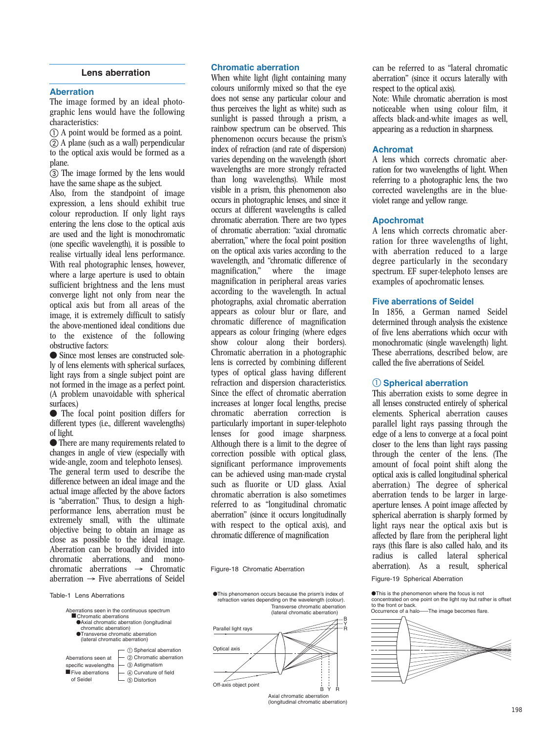## Lens aberration

### Aberration

The image formed by an ideal photographic lens would have the following characteristics:

① A point would be formed as a point.
② A plane (such as a wall) perpendicular to the optical axis would be formed as a plane.
③ The image formed by the lens would have the same shape as the subject.

Also, from the standpoint of image expression, a lens should exhibit true colour reproduction. If only light rays entering the lens close to the optical axis are used and the light is monochromatic (one specific wavelength), it is possible to realise virtually ideal lens performance. With real photographic lenses, however, where a large aperture is used to obtain sufficient brightness and the lens must converge light not only from near the optical axis but from all areas of the image, it is extremely difficult to satisfy the above-mentioned ideal conditions due to the existence of the following obstructive factors:

● Since most lenses are constructed solely of lens elements with spherical surfaces, light rays from a single subject point are not formed in the image as a perfect point. (A problem unavoidable with spherical surfaces.)
● The focal point position differs for different types (i.e., different wavelengths) of light.
● There are many requirements related to changes in angle of view (especially with wide-angle, zoom and telephoto lenses).

The general term used to describe the difference between an ideal image and the actual image affected by the above factors is "aberration." Thus, to design a high-performance lens, aberration must be extremely small, with the ultimate objective being to obtain an image as close as possible to the ideal image. Aberration can be broadly divided into chromatic aberrations, and monochromatic aberrations → Chromatic aberration → Five aberrations of Seidel

Table-1 Lens Aberrations

Aberrations seen in the continuous spectrum
- ■Chromatic aberrations
  - ●Axial chromatic aberration (longitudinal chromatic aberration)
  - ●Transverse chromatic aberration (lateral chromatic aberration)

Aberrations seen at specific wavelengths
- ■Five aberrations of Seidel
  - ① Spherical aberration
  - ② Chromatic aberration
  - ③ Astigmatism
  - ④ Curvature of field
  - ⑤ Distortion

### Chromatic aberration

When white light (light containing many colours uniformly mixed so that the eye does not sense any particular colour and thus perceives the light as white) such as sunlight is passed through a prism, a rainbow spectrum can be observed. This phenomenon occurs because the prism's index of refraction (and rate of dispersion) varies depending on the wavelength (short wavelengths are more strongly refracted than long wavelengths). While most visible in a prism, this phenomenon also occurs in photographic lenses, and since it occurs at different wavelengths is called chromatic aberration. There are two types of chromatic aberration: "axial chromatic aberration," where the focal point position on the optical axis varies according to the wavelength, and "chromatic difference of magnification," where the image magnification in peripheral areas varies according to the wavelength. In actual photographs, axial chromatic aberration appears as colour blur or flare, and chromatic difference of magnification appears as colour fringing (where edges show colour along their borders). Chromatic aberration in a photographic lens is corrected by combining different types of optical glass having different refraction and dispersion characteristics. Since the effect of chromatic aberration increases at longer focal lengths, precise chromatic aberration correction is particularly important in super-telephoto lenses for good image sharpness. Although there is a limit to the degree of correction possible with optical glass, significant performance improvements can be achieved using man-made crystal such as fluorite or UD glass. Axial chromatic aberration is also sometimes referred to as "longitudinal chromatic aberration" (since it occurs longitudinally with respect to the optical axis), and chromatic difference of magnification can be referred to as "lateral chromatic aberration" (since it occurs laterally with respect to the optical axis).

Note: While chromatic aberration is most noticeable when using colour film, it affects black-and-white images as well, appearing as a reduction in sharpness.

Figure-18 Chromatic Aberration

●This phenomenon occurs because the prism's index of refraction varies depending on the wavelength (colour).

Transverse chromatic aberration (lateral chromatic aberration) — Parallel light rays — Optical axis — Off-axis object point — B Y R — Axial chromatic aberration (longitudinal chromatic aberration)

### Achromat

A lens which corrects chromatic aberration for two wavelengths of light. When referring to a photographic lens, the two corrected wavelengths are in the blue-violet range and yellow range.

### Apochromat

A lens which corrects chromatic aberration for three wavelengths of light, with aberration reduced to a large degree particularly in the secondary spectrum. EF super-telephoto lenses are examples of apochromatic lenses.

### Five aberrations of Seidel

In 1856, a German named Seidel determined through analysis the existence of five lens aberrations which occur with monochromatic (single wavelength) light. These aberrations, described below, are called the five aberrations of Seidel.

### ① Spherical aberration

This aberration exists to some degree in all lenses constructed entirely of spherical elements. Spherical aberration causes parallel light rays passing through the edge of a lens to converge at a focal point closer to the lens than light rays passing through the center of the lens. (The amount of focal point shift along the optical axis is called longitudinal spherical aberration.) The degree of spherical aberration tends to be larger in large-aperture lenses. A point image affected by spherical aberration is sharply formed by light rays near the optical axis but is affected by flare from the peripheral light rays (this flare is also called halo, and its radius is called lateral spherical aberration). As a result, spherical

Figure-19 Spherical Aberration

●This is the phenomenon where the focus is not concentrated on one point on the light ray but rather is offset to the front or back.
Occurrence of a halo——The image becomes flare.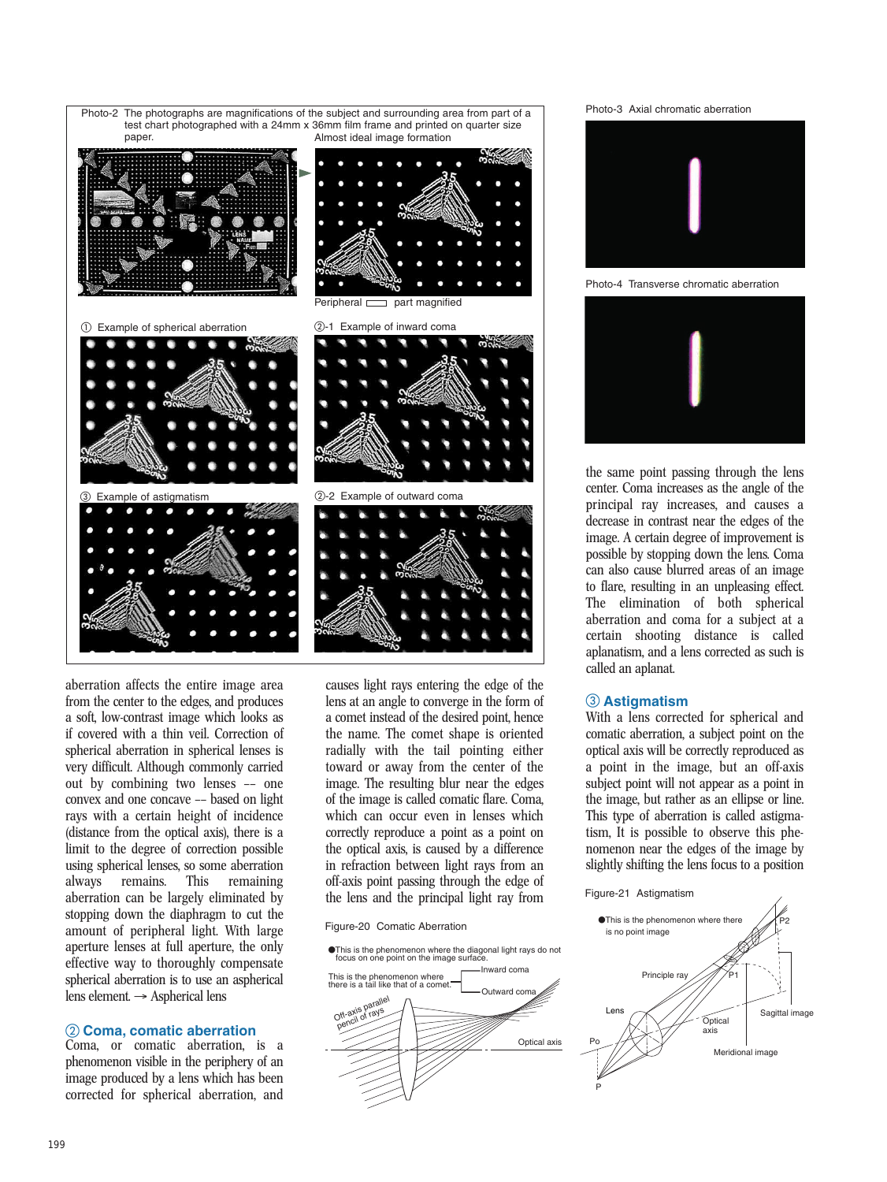Photo-2 The photographs are magnifications of the subject and surrounding area from part of a test chart photographed with a 24mm x 36mm film frame and printed on quarter size paper.

Almost ideal image formation

Peripheral ▭ part magnified

① Example of spherical aberration

②-1 Example of inward coma

③ Example of astigmatism

②-2 Example of outward coma

Photo-3 Axial chromatic aberration

Photo-4 Transverse chromatic aberration

aberration affects the entire image area from the center to the edges, and produces a soft, low-contrast image which looks as if covered with a thin veil. Correction of spherical aberration in spherical lenses is very difficult. Although commonly carried out by combining two lenses –– one convex and one concave –– based on light rays with a certain height of incidence (distance from the optical axis), there is a limit to the degree of correction possible using spherical lenses, so some aberration always remains. This remaining aberration can be largely eliminated by stopping down the diaphragm to cut the amount of peripheral light. With large aperture lenses at full aperture, the only effective way to thoroughly compensate spherical aberration is to use an aspherical lens element. → Aspherical lens

## ② Coma, comatic aberration

Coma, or comatic aberration, is a phenomenon visible in the periphery of an image produced by a lens which has been corrected for spherical aberration, and causes light rays entering the edge of the lens at an angle to converge in the form of a comet instead of the desired point, hence the name. The comet shape is oriented radially with the tail pointing either toward or away from the center of the image. The resulting blur near the edges of the image is called comatic flare. Coma, which can occur even in lenses which correctly reproduce a point as a point on the optical axis, is caused by a difference in refraction between light rays from an off-axis point passing through the edge of the lens and the principal light ray from the same point passing through the lens center. Coma increases as the angle of the principal ray increases, and causes a decrease in contrast near the edges of the image. A certain degree of improvement is possible by stopping down the lens. Coma can also cause blurred areas of an image to flare, resulting in an unpleasing effect. The elimination of both spherical aberration and coma for a subject at a certain shooting distance is called aplanatism, and a lens corrected as such is called an aplanat.

Figure-20 Comatic Aberration

●This is the phenomenon where the diagonal light rays do not focus on one point on the image surface.

This is the phenomenon where there is a tail like that of a comet. — Inward coma / Outward coma

Off-axis parallel pencil of rays

Optical axis

## ③ Astigmatism

With a lens corrected for spherical and comatic aberration, a subject point on the optical axis will be correctly reproduced as a point in the image, but an off-axis subject point will not appear as a point in the image, but rather as an ellipse or line. This type of aberration is called astigmatism, It is possible to observe this phenomenon near the edges of the image by slightly shifting the lens focus to a position

Figure-21 Astigmatism

●This is the phenomenon where there is no point image

Principle ray, P1, P2, Lens, Optical axis, Sagittal image, Po, Meridional image, P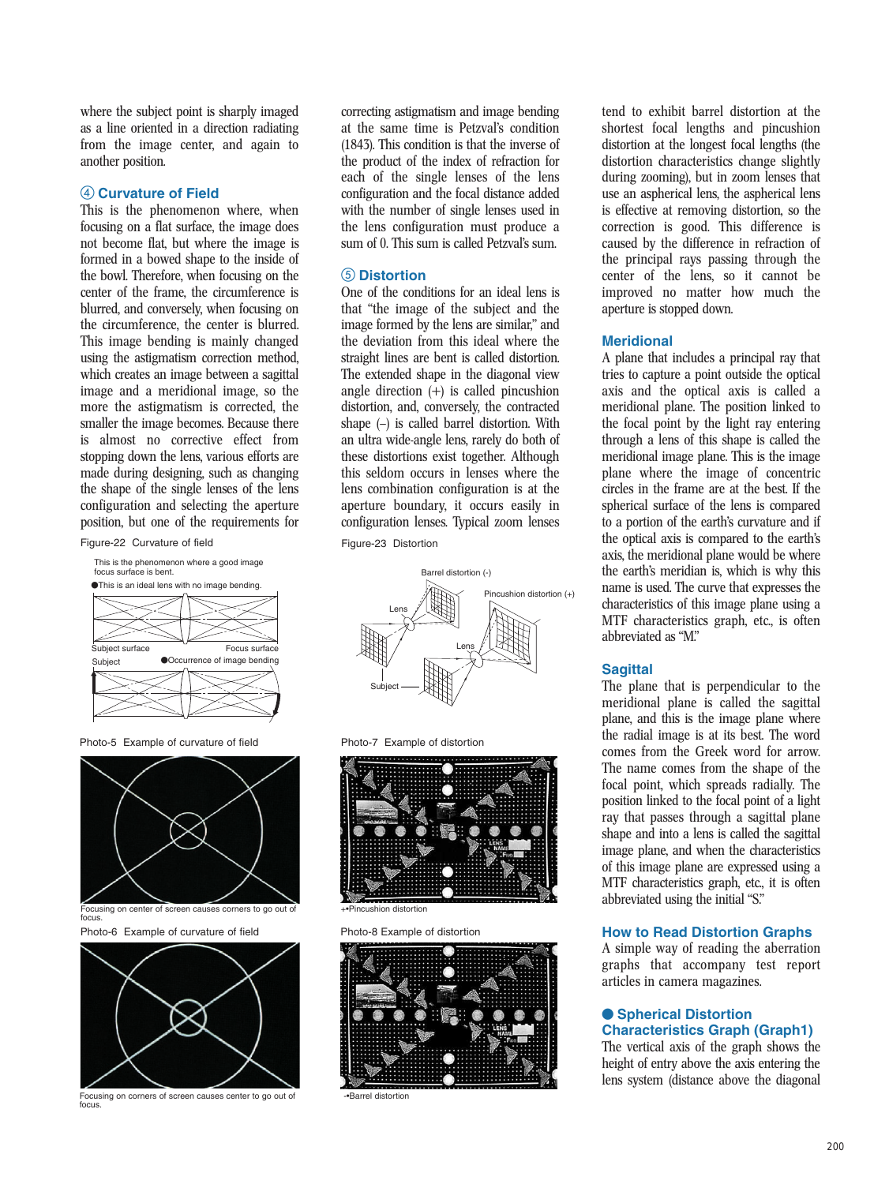where the subject point is sharply imaged as a line oriented in a direction radiating from the image center, and again to another position.

### ④ Curvature of Field

This is the phenomenon where, when focusing on a flat surface, the image does not become flat, but where the image is formed in a bowed shape to the inside of the bowl. Therefore, when focusing on the center of the frame, the circumference is blurred, and conversely, when focusing on the circumference, the center is blurred. This image bending is mainly changed using the astigmatism correction method, which creates an image between a sagittal image and a meridional image, so the more the astigmatism is corrected, the smaller the image becomes. Because there is almost no corrective effect from stopping down the lens, various efforts are made during designing, such as changing the shape of the single lenses of the lens configuration and selecting the aperture position, but one of the requirements for correcting astigmatism and image bending at the same time is Petzval's condition (1843). This condition is that the inverse of the product of the index of refraction for each of the single lenses of the lens configuration and the focal distance added with the number of single lenses used in the lens configuration must produce a sum of 0. This sum is called Petzval's sum.

Figure-22 Curvature of field

This is the phenomenon where a good image focus surface is bent.

●This is an ideal lens with no image bending.

Subject surface

Focus surface

Subject

●Occurrence of image bending

Photo-5 Example of curvature of field

Focusing on center of screen causes corners to go out of focus.

Photo-6 Example of curvature of field

Focusing on corners of screen causes center to go out of focus.

### ⑤ Distortion

One of the conditions for an ideal lens is that "the image of the subject and the image formed by the lens are similar," and the deviation from this ideal where the straight lines are bent is called distortion. The extended shape in the diagonal view angle direction (+) is called pincushion distortion, and, conversely, the contracted shape (–) is called barrel distortion. With an ultra wide-angle lens, rarely do both of these distortions exist together. Although this seldom occurs in lenses where the lens combination configuration is at the aperture boundary, it occurs easily in configuration lenses. Typical zoom lenses tend to exhibit barrel distortion at the shortest focal lengths and pincushion distortion at the longest focal lengths (the distortion characteristics change slightly during zooming), but in zoom lenses that use an aspherical lens, the aspherical lens is effective at removing distortion, so the correction is good. This difference is caused by the difference in refraction of the principal rays passing through the center of the lens, so it cannot be improved no matter how much the aperture is stopped down.

Figure-23 Distortion

Barrel distortion (-)

Pincushion distortion (+)

Lens

Lens

Subject

Photo-7 Example of distortion

+•Pincushion distortion

Photo-8 Example of distortion

-•Barrel distortion

### Meridional

A plane that includes a principal ray that tries to capture a point outside the optical axis and the optical axis is called a meridional plane. The position linked to the focal point by the light ray entering through a lens of this shape is called the meridional image plane. This is the image plane where the image of concentric circles in the frame are at the best. If the spherical surface of the lens is compared to a portion of the earth's curvature and if the optical axis is compared to the earth's axis, the meridional plane would be where the earth's meridian is, which is why this name is used. The curve that expresses the characteristics of this image plane using a MTF characteristics graph, etc., is often abbreviated as "M."

### Sagittal

The plane that is perpendicular to the meridional plane is called the sagittal plane, and this is the image plane where the radial image is at its best. The word comes from the Greek word for arrow. The name comes from the shape of the focal point, which spreads radially. The position linked to the focal point of a light ray that passes through a sagittal plane shape and into a lens is called the sagittal image plane, and when the characteristics of this image plane are expressed using a MTF characteristics graph, etc., it is often abbreviated using the initial "S."

### How to Read Distortion Graphs

A simple way of reading the aberration graphs that accompany test report articles in camera magazines.

### ● Spherical Distortion Characteristics Graph (Graph1)

The vertical axis of the graph shows the height of entry above the axis entering the lens system (distance above the diagonal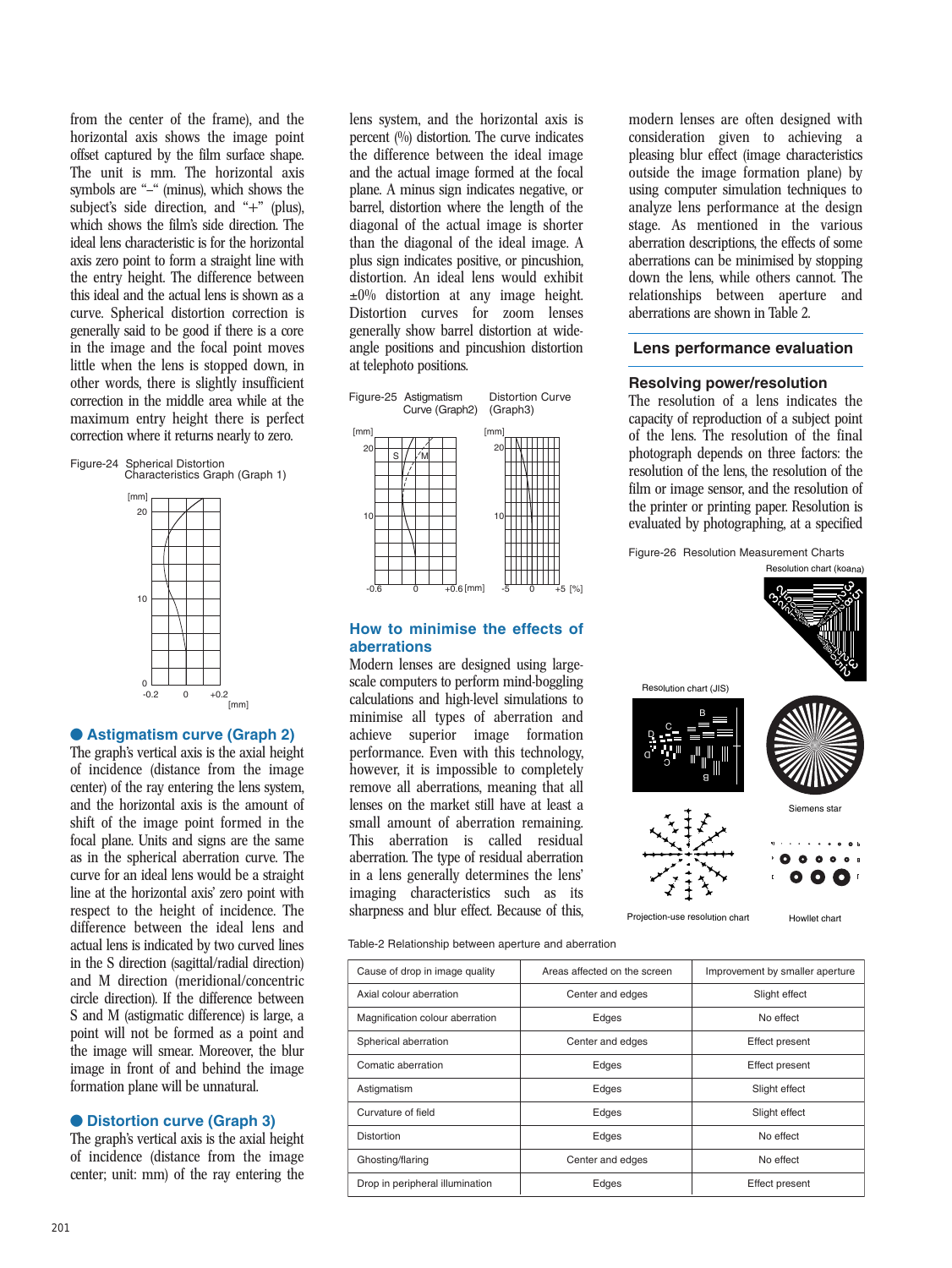from the center of the frame), and the horizontal axis shows the image point offset captured by the film surface shape. The unit is mm. The horizontal axis symbols are "–" (minus), which shows the subject's side direction, and "+" (plus), which shows the film's side direction. The ideal lens characteristic is for the horizontal axis zero point to form a straight line with the entry height. The difference between this ideal and the actual lens is shown as a curve. Spherical distortion correction is generally said to be good if there is a core in the image and the focal point moves little when the lens is stopped down, in other words, there is slightly insufficient correction in the middle area while at the maximum entry height there is perfect correction where it returns nearly to zero.

Figure-24 Spherical Distortion Characteristics Graph (Graph 1)

### ● Astigmatism curve (Graph 2)

The graph's vertical axis is the axial height of incidence (distance from the image center) of the ray entering the lens system, and the horizontal axis is the amount of shift of the image point formed in the focal plane. Units and signs are the same as in the spherical aberration curve. The curve for an ideal lens would be a straight line at the horizontal axis' zero point with respect to the height of incidence. The difference between the ideal lens and actual lens is indicated by two curved lines in the S direction (sagittal/radial direction) and M direction (meridional/concentric circle direction). If the difference between S and M (astigmatic difference) is large, a point will not be formed as a point and the image will smear. Moreover, the blur image in front of and behind the image formation plane will be unnatural.

### ● Distortion curve (Graph 3)

The graph's vertical axis is the axial height of incidence (distance from the image center; unit: mm) of the ray entering the lens system, and the horizontal axis is percent (%) distortion. The curve indicates the difference between the ideal image and the actual image formed at the focal plane. A minus sign indicates negative, or barrel, distortion where the length of the diagonal of the actual image is shorter than the diagonal of the ideal image. A plus sign indicates positive, or pincushion, distortion. An ideal lens would exhibit ±0% distortion at any image height. Distortion curves for zoom lenses generally show barrel distortion at wide-angle positions and pincushion distortion at telephoto positions.

Figure-25 Astigmatism Curve (Graph2) Distortion Curve (Graph3)

## How to minimise the effects of aberrations

Modern lenses are designed using large-scale computers to perform mind-boggling calculations and high-level simulations to minimise all types of aberration and achieve superior image formation performance. Even with this technology, however, it is impossible to completely remove all aberrations, meaning that all lenses on the market still have at least a small amount of aberration remaining. This aberration is called residual aberration. The type of residual aberration in a lens generally determines the lens' imaging characteristics such as its sharpness and blur effect. Because of this, modern lenses are often designed with consideration given to achieving a pleasing blur effect (image characteristics outside the image formation plane) by using computer simulation techniques to analyze lens performance at the design stage. As mentioned in the various aberration descriptions, the effects of some aberrations can be minimised by stopping down the lens, while others cannot. The relationships between aperture and aberrations are shown in Table 2.

Table-2 Relationship between aperture and aberration

| Cause of drop in image quality | Areas affected on the screen | Improvement by smaller aperture |
|---|---|---|
| Axial colour aberration | Center and edges | Slight effect |
| Magnification colour aberration | Edges | No effect |
| Spherical aberration | Center and edges | Effect present |
| Comatic aberration | Edges | Effect present |
| Astigmatism | Edges | Slight effect |
| Curvature of field | Edges | Slight effect |
| Distortion | Edges | No effect |
| Ghosting/flaring | Center and edges | No effect |
| Drop in peripheral illumination | Edges | Effect present |

## Lens performance evaluation

### Resolving power/resolution

The resolution of a lens indicates the capacity of reproduction of a subject point of the lens. The resolution of the final photograph depends on three factors: the resolution of the lens, the resolution of the film or image sensor, and the resolution of the printer or printing paper. Resolution is evaluated by photographing, at a specified

Figure-26 Resolution Measurement Charts

Resolution chart (koana)

Resolution chart (JIS)

Siemens star

Projection-use resolution chart

Howlett chart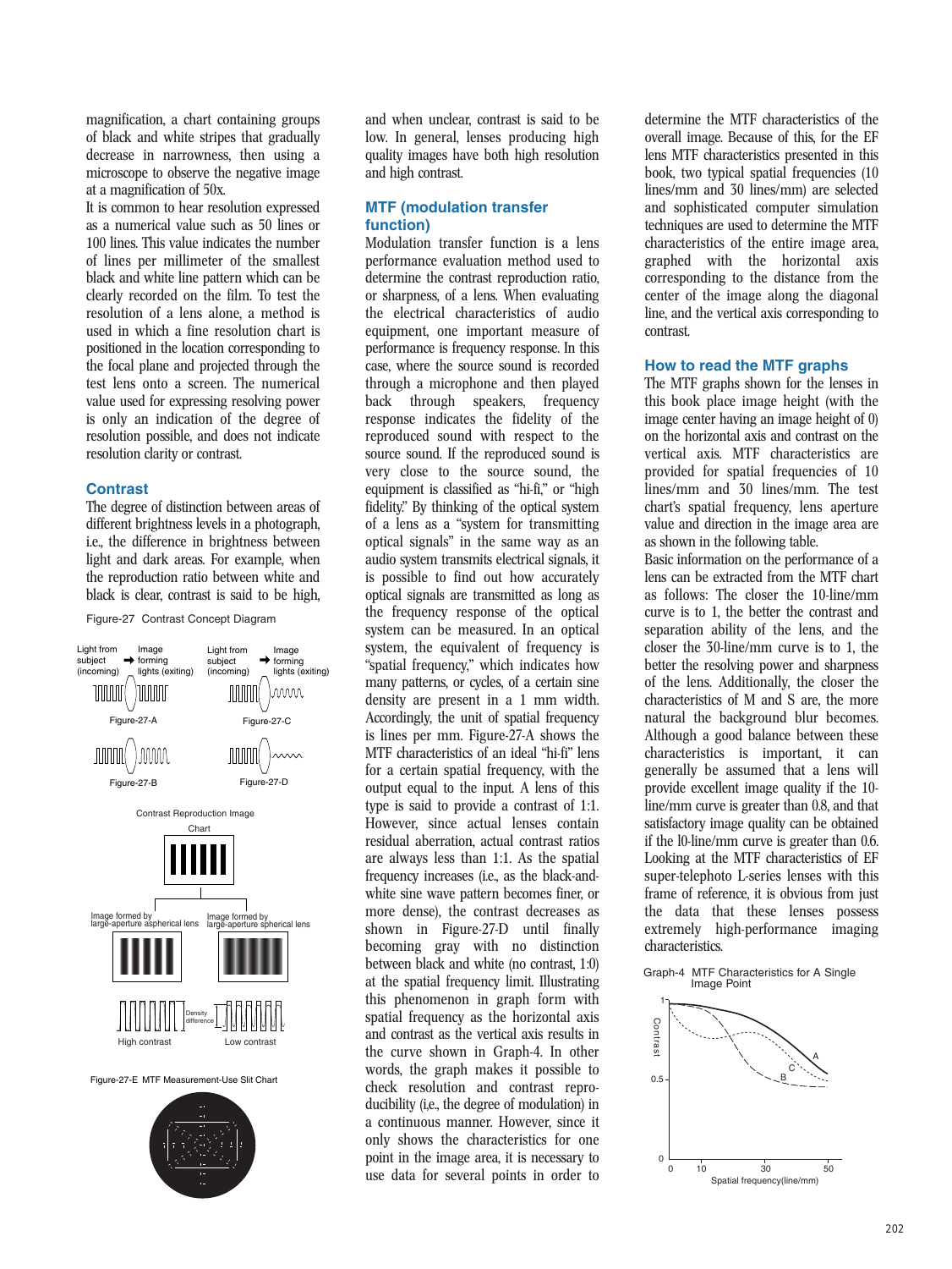magnification, a chart containing groups of black and white stripes that gradually decrease in narrowness, then using a microscope to observe the negative image at a magnification of 50x.

It is common to hear resolution expressed as a numerical value such as 50 lines or 100 lines. This value indicates the number of lines per millimeter of the smallest black and white line pattern which can be clearly recorded on the film. To test the resolution of a lens alone, a method is used in which a fine resolution chart is positioned in the location corresponding to the focal plane and projected through the test lens onto a screen. The numerical value used for expressing resolving power is only an indication of the degree of resolution possible, and does not indicate resolution clarity or contrast.

### Contrast

The degree of distinction between areas of different brightness levels in a photograph, i.e., the difference in brightness between light and dark areas. For example, when the reproduction ratio between white and black is clear, contrast is said to be high, and when unclear, contrast is said to be low. In general, lenses producing high quality images have both high resolution and high contrast.

Figure-27 Contrast Concept Diagram

Light from subject (incoming) ➡ Image forming lights (exiting)

Figure-27-A

Figure-27-B

Figure-27-C

Figure-27-D

Contrast Reproduction Image

Chart

Image formed by large-aperture aspherical lens

Image formed by large-aperture spherical lens

Density difference

High contrast

Low contrast

Figure-27-E MTF Measurement-Use Slit Chart

### MTF (modulation transfer function)

Modulation transfer function is a lens performance evaluation method used to determine the contrast reproduction ratio, or sharpness, of a lens. When evaluating the electrical characteristics of audio equipment, one important measure of performance is frequency response. In this case, where the source sound is recorded through a microphone and then played back through speakers, frequency response indicates the fidelity of the reproduced sound with respect to the source sound. If the reproduced sound is very close to the source sound, the equipment is classified as "hi-fi," or "high fidelity." By thinking of the optical system of a lens as a "system for transmitting optical signals" in the same way as an audio system transmits electrical signals, it is possible to find out how accurately optical signals are transmitted as long as the frequency response of the optical system can be measured. In an optical system, the equivalent of frequency is "spatial frequency," which indicates how many patterns, or cycles, of a certain sine density are present in a 1 mm width. Accordingly, the unit of spatial frequency is lines per mm. Figure-27-A shows the MTF characteristics of an ideal "hi-fi" lens for a certain spatial frequency, with the output equal to the input. A lens of this type is said to provide a contrast of 1:1. However, since actual lenses contain residual aberration, actual contrast ratios are always less than 1:1. As the spatial frequency increases (i.e., as the black-and-white sine wave pattern becomes finer, or more dense), the contrast decreases as shown in Figure-27-D until finally becoming gray with no distinction between black and white (no contrast, 1:0) at the spatial frequency limit. Illustrating this phenomenon in graph form with spatial frequency as the horizontal axis and contrast as the vertical axis results in the curve shown in Graph-4. In other words, the graph makes it possible to check resolution and contrast reproducibility (i.e., the degree of modulation) in a continuous manner. However, since it only shows the characteristics for one point in the image area, it is necessary to use data for several points in order to determine the MTF characteristics of the overall image. Because of this, for the EF lens MTF characteristics presented in this book, two typical spatial frequencies (10 lines/mm and 30 lines/mm) are selected and sophisticated computer simulation techniques are used to determine the MTF characteristics of the entire image area, graphed with the horizontal axis corresponding to the distance from the center of the image along the diagonal line, and the vertical axis corresponding to contrast.

### How to read the MTF graphs

The MTF graphs shown for the lenses in this book place image height (with the image center having an image height of 0) on the horizontal axis and contrast on the vertical axis. MTF characteristics are provided for spatial frequencies of 10 lines/mm and 30 lines/mm. The test chart's spatial frequency, lens aperture value and direction in the image area are as shown in the following table.

Basic information on the performance of a lens can be extracted from the MTF chart as follows: The closer the 10-line/mm curve is to 1, the better the contrast and separation ability of the lens, and the closer the 30-line/mm curve is to 1, the better the resolving power and sharpness of the lens. Additionally, the closer the characteristics of M and S are, the more natural the background blur becomes. Although a good balance between these characteristics is important, it can generally be assumed that a lens will provide excellent image quality if the 10-line/mm curve is greater than 0.8, and that satisfactory image quality can be obtained if the 10-line/mm curve is greater than 0.6. Looking at the MTF characteristics of EF super-telephoto L-series lenses with this frame of reference, it is obvious from just the data that these lenses possess extremely high-performance imaging characteristics.

Graph-4 MTF Characteristics for A Single Image Point

Contrast

Spatial frequency(line/mm)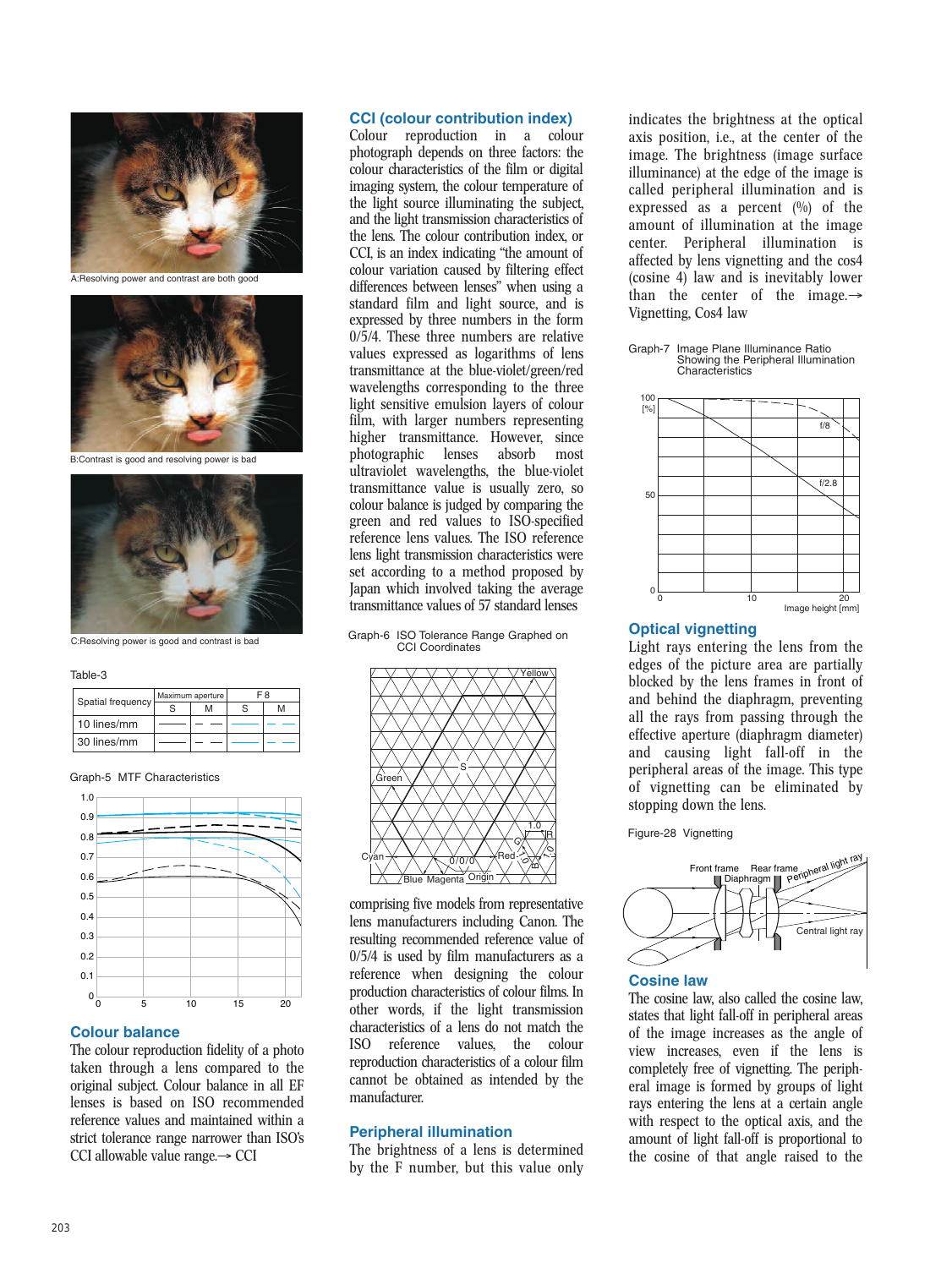A:Resolving power and contrast are both good

B:Contrast is good and resolving power is bad

C:Resolving power is good and contrast is bad

Table-3

| Spatial frequency | Maximum aperture | | F8 | |
|---|---|---|---|---|
| | S | M | S | M |
| 10 lines/mm | —— | – – | —— | – – |
| 30 lines/mm | —— | – – | —— | – – |

Graph-5 MTF Characteristics

## Colour balance

The colour reproduction fidelity of a photo taken through a lens compared to the original subject. Colour balance in all EF lenses is based on ISO recommended reference values and maintained within a strict tolerance range narrower than ISO's CCI allowable value range.→ CCI

## CCI (colour contribution index)

Colour reproduction in a colour photograph depends on three factors: the colour characteristics of the film or digital imaging system, the colour temperature of the light source illuminating the subject, and the light transmission characteristics of the lens. The colour contribution index, or CCI, is an index indicating "the amount of colour variation caused by filtering effect differences between lenses" when using a standard film and light source, and is expressed by three numbers in the form 0/5/4. These three numbers are relative values expressed as logarithms of lens transmittance at the blue-violet/green/red wavelengths corresponding to the three light sensitive emulsion layers of colour film, with larger numbers representing higher transmittance. However, since photographic lenses absorb most ultraviolet wavelengths, the blue-violet transmittance value is usually zero, so colour balance is judged by comparing the green and red values to ISO-specified reference lens values. The ISO reference lens light transmission characteristics were set according to a method proposed by Japan which involved taking the average transmittance values of 57 standard lenses

Graph-6 ISO Tolerance Range Graphed on CCI Coordinates

comprising five models from representative lens manufacturers including Canon. The resulting recommended reference value of 0/5/4 is used by film manufacturers as a reference when designing the colour production characteristics of colour films. In other words, if the light transmission characteristics of a lens do not match the ISO reference values, the colour reproduction characteristics of a colour film cannot be obtained as intended by the manufacturer.

## Peripheral illumination

The brightness of a lens is determined by the F number, but this value only indicates the brightness at the optical axis position, i.e., at the center of the image. The brightness (image surface illuminance) at the edge of the image is called peripheral illumination and is expressed as a percent (%) of the amount of illumination at the image center. Peripheral illumination is affected by lens vignetting and the cos4 (cosine 4) law and is inevitably lower than the center of the image.→ Vignetting, Cos4 law

Graph-7 Image Plane Illuminance Ratio Showing the Peripheral Illumination Characteristics

## Optical vignetting

Light rays entering the lens from the edges of the picture area are partially blocked by the lens frames in front of and behind the diaphragm, preventing all the rays from passing through the effective aperture (diaphragm diameter) and causing light fall-off in the peripheral areas of the image. This type of vignetting can be eliminated by stopping down the lens.

Figure-28 Vignetting

## Cosine law

The cosine law, also called the cosine law, states that light fall-off in peripheral areas of the image increases as the angle of view increases, even if the lens is completely free of vignetting. The peripheral image is formed by groups of light rays entering the lens at a certain angle with respect to the optical axis, and the amount of light fall-off is proportional to the cosine of that angle raised to the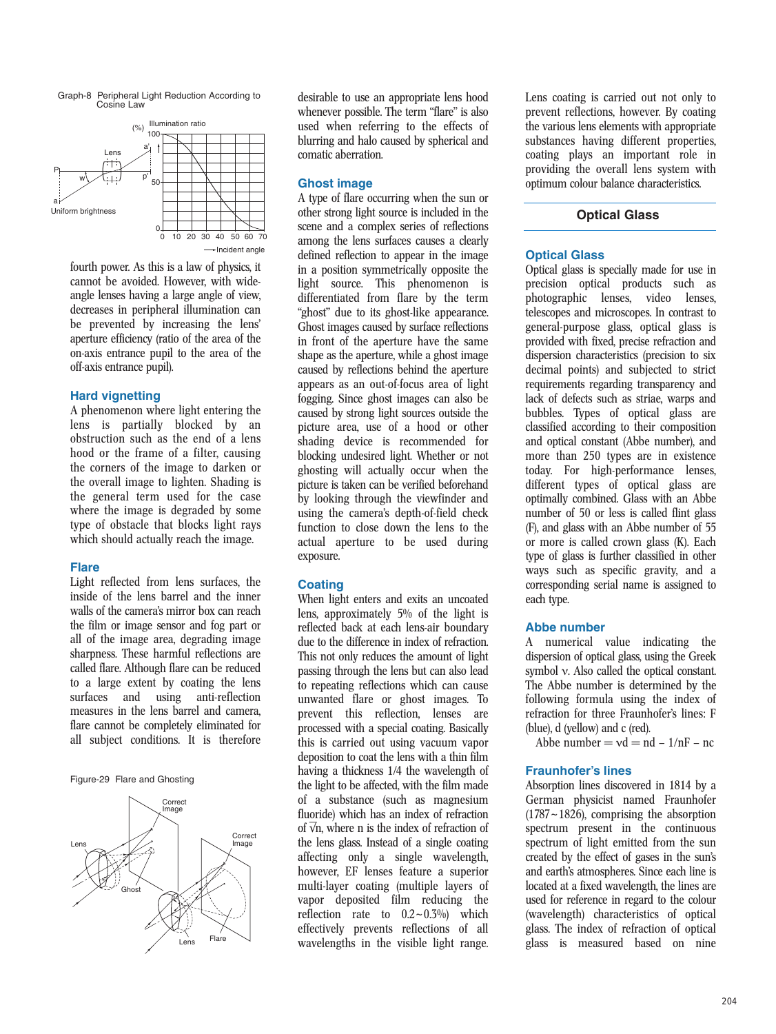Graph-8 Peripheral Light Reduction According to Cosine Law

fourth power. As this is a law of physics, it cannot be avoided. However, with wide-angle lenses having a large angle of view, decreases in peripheral illumination can be prevented by increasing the lens' aperture efficiency (ratio of the area of the on-axis entrance pupil to the area of the off-axis entrance pupil).

### Hard vignetting

A phenomenon where light entering the lens is partially blocked by an obstruction such as the end of a lens hood or the frame of a filter, causing the corners of the image to darken or the overall image to lighten. Shading is the general term used for the case where the image is degraded by some type of obstacle that blocks light rays which should actually reach the image.

### Flare

Light reflected from lens surfaces, the inside of the lens barrel and the inner walls of the camera's mirror box can reach the film or image sensor and fog part or all of the image area, degrading image sharpness. These harmful reflections are called flare. Although flare can be reduced to a large extent by coating the lens surfaces and using anti-reflection measures in the lens barrel and camera, flare cannot be completely eliminated for all subject conditions. It is therefore desirable to use an appropriate lens hood whenever possible. The term "flare" is also used when referring to the effects of blurring and halo caused by spherical and comatic aberration.

Figure-29 Flare and Ghosting

### Ghost image

A type of flare occurring when the sun or other strong light source is included in the scene and a complex series of reflections among the lens surfaces causes a clearly defined reflection to appear in the image in a position symmetrically opposite the light source. This phenomenon is differentiated from flare by the term "ghost" due to its ghost-like appearance. Ghost images caused by surface reflections in front of the aperture have the same shape as the aperture, while a ghost image caused by reflections behind the aperture appears as an out-of-focus area of light fogging. Since ghost images can also be caused by strong light sources outside the picture area, use of a hood or other shading device is recommended for blocking undesired light. Whether or not ghosting will actually occur when the picture is taken can be verified beforehand by looking through the viewfinder and using the camera's depth-of-field check function to close down the lens to the actual aperture to be used during exposure.

### Coating

When light enters and exits an uncoated lens, approximately 5% of the light is reflected back at each lens-air boundary due to the difference in index of refraction. This not only reduces the amount of light passing through the lens but can also lead to repeating reflections which can cause unwanted flare or ghost images. To prevent this reflection, lenses are processed with a special coating. Basically this is carried out using vacuum vapor deposition to coat the lens with a thin film having a thickness 1/4 the wavelength of the light to be affected, with the film made of a substance (such as magnesium fluoride) which has an index of refraction of $\sqrt{n}$, where n is the index of refraction of the lens glass. Instead of a single coating affecting only a single wavelength, however, EF lenses feature a superior multi-layer coating (multiple layers of vapor deposited film reducing the reflection rate to 0.2~0.3%) which effectively prevents reflections of all wavelengths in the visible light range. Lens coating is carried out not only to prevent reflections, however. By coating the various lens elements with appropriate substances having different properties, coating plays an important role in providing the overall lens system with optimum colour balance characteristics.

## Optical Glass

### Optical Glass

Optical glass is specially made for use in precision optical products such as photographic lenses, video lenses, telescopes and microscopes. In contrast to general-purpose glass, optical glass is provided with fixed, precise refraction and dispersion characteristics (precision to six decimal points) and subjected to strict requirements regarding transparency and lack of defects such as striae, warps and bubbles. Types of optical glass are classified according to their composition and optical constant (Abbe number), and more than 250 types are in existence today. For high-performance lenses, different types of optical glass are optimally combined. Glass with an Abbe number of 50 or less is called flint glass (F), and glass with an Abbe number of 55 or more is called crown glass (K). Each type of glass is further classified in other ways such as specific gravity, and a corresponding serial name is assigned to each type.

### Abbe number

A numerical value indicating the dispersion of optical glass, using the Greek symbol ν. Also called the optical constant. The Abbe number is determined by the following formula using the index of refraction for three Fraunhofer's lines: F (blue), d (yellow) and c (red).

Abbe number $= \nu d = nd - 1/nF - nc$

### Fraunhofer's lines

Absorption lines discovered in 1814 by a German physicist named Fraunhofer (1787~1826), comprising the absorption spectrum present in the continuous spectrum of light emitted from the sun created by the effect of gases in the sun's and earth's atmospheres. Since each line is located at a fixed wavelength, the lines are used for reference in regard to the colour (wavelength) characteristics of optical glass. The index of refraction of optical glass is measured based on nine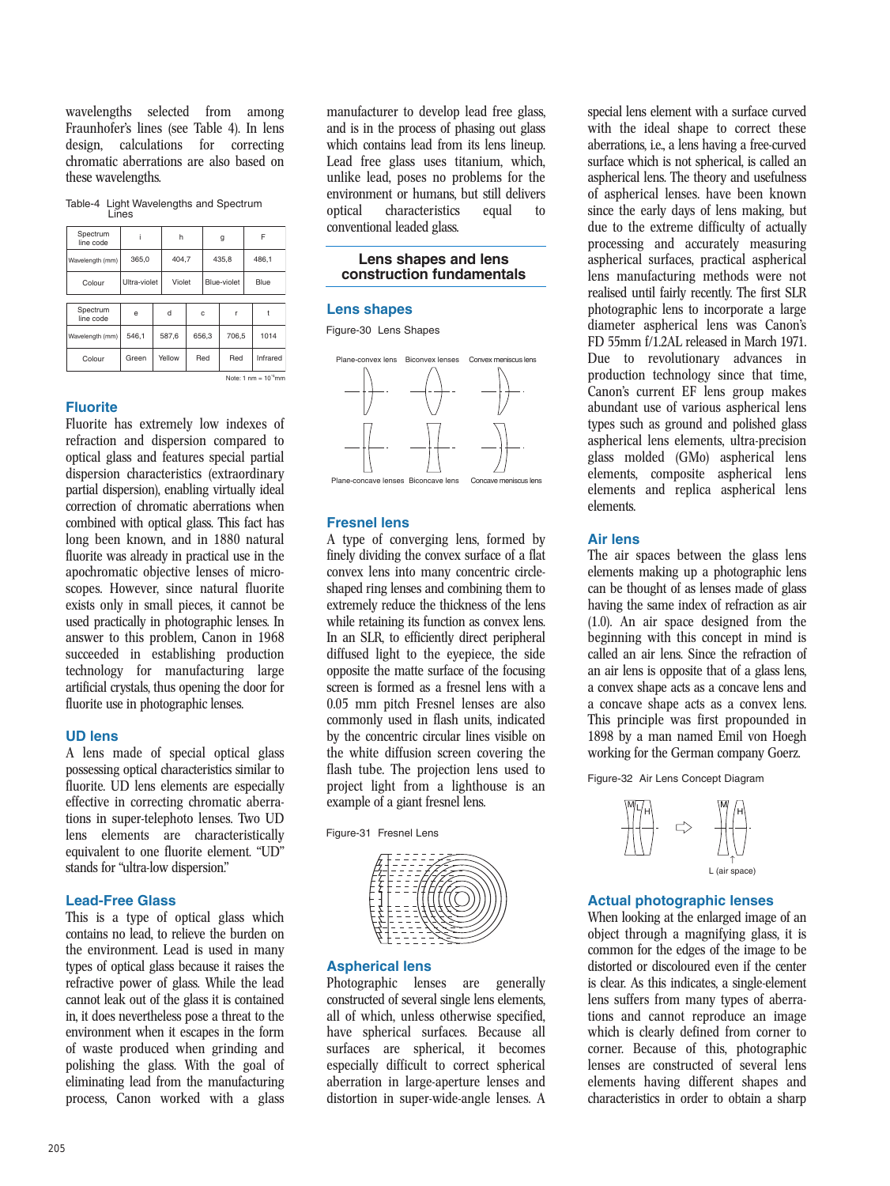wavelengths selected from among Fraunhofer's lines (see Table 4). In lens design, calculations for correcting chromatic aberrations are also based on these wavelengths.

Table-4 Light Wavelengths and Spectrum Lines

| Spectrum line code | i | h | g | F |
|---|---|---|---|---|
| Wavelength (mm) | 365,0 | 404,7 | 435,8 | 486,1 |
| Colour | Ultra-violet | Violet | Blue-violet | Blue |

| Spectrum line code | e | d | c | r | t |
|---|---|---|---|---|---|
| Wavelength (mm) | 546,1 | 587,6 | 656,3 | 706,5 | 1014 |
| Colour | Green | Yellow | Red | Red | Infrared |

Note: 1 nm = $10^{-6}$mm

### Fluorite

Fluorite has extremely low indexes of refraction and dispersion compared to optical glass and features special partial dispersion characteristics (extraordinary partial dispersion), enabling virtually ideal correction of chromatic aberrations when combined with optical glass. This fact has long been known, and in 1880 natural fluorite was already in practical use in the apochromatic objective lenses of microscopes. However, since natural fluorite exists only in small pieces, it cannot be used practically in photographic lenses. In answer to this problem, Canon in 1968 succeeded in establishing production technology for manufacturing large artificial crystals, thus opening the door for fluorite use in photographic lenses.

### UD lens

A lens made of special optical glass possessing optical characteristics similar to fluorite. UD lens elements are especially effective in correcting chromatic aberrations in super-telephoto lenses. Two UD lens elements are characteristically equivalent to one fluorite element. "UD" stands for "ultra-low dispersion."

### Lead-Free Glass

This is a type of optical glass which contains no lead, to relieve the burden on the environment. Lead is used in many types of optical glass because it raises the refractive power of glass. While the lead cannot leak out of the glass it is contained in, it does nevertheless pose a threat to the environment when it escapes in the form of waste produced when grinding and polishing the glass. With the goal of eliminating lead from the manufacturing process, Canon worked with a glass manufacturer to develop lead free glass, and is in the process of phasing out glass which contains lead from its lens lineup. Lead free glass uses titanium, which, unlike lead, poses no problems for the environment or humans, but still delivers optical characteristics equal to conventional leaded glass.

## Lens shapes and lens construction fundamentals

### Lens shapes

Figure-30 Lens Shapes

Plane-convex lens, Biconvex lenses, Convex meniscus lens, Plane-concave lenses, Biconcave lens, Concave meniscus lens

### Fresnel lens

A type of converging lens, formed by finely dividing the convex surface of a flat convex lens into many concentric circle-shaped ring lenses and combining them to extremely reduce the thickness of the lens while retaining its function as convex lens. In an SLR, to efficiently direct peripheral diffused light to the eyepiece, the side opposite the matte surface of the focusing screen is formed as a fresnel lens with a 0.05 mm pitch Fresnel lenses are also commonly used in flash units, indicated by the concentric circular lines visible on the white diffusion screen covering the flash tube. The projection lens used to project light from a lighthouse is an example of a giant fresnel lens.

Figure-31 Fresnel Lens

### Aspherical lens

Photographic lenses are generally constructed of several single lens elements, all of which, unless otherwise specified, have spherical surfaces. Because all surfaces are spherical, it becomes especially difficult to correct spherical aberration in large-aperture lenses and distortion in super-wide-angle lenses. A special lens element with a surface curved with the ideal shape to correct these aberrations, i.e., a lens having a free-curved surface which is not spherical, is called an aspherical lens. The theory and usefulness of aspherical lenses. have been known since the early days of lens making, but due to the extreme difficulty of actually processing and accurately measuring aspherical surfaces, practical aspherical lens manufacturing methods were not realised until fairly recently. The first SLR photographic lens to incorporate a large diameter aspherical lens was Canon's FD 55mm f/1.2AL released in March 1971. Due to revolutionary advances in production technology since that time, Canon's current EF lens group makes abundant use of various aspherical lens types such as ground and polished glass aspherical lens elements, ultra-precision glass molded (GMo) aspherical lens elements, composite aspherical lens elements and replica aspherical lens elements.

### Air lens

The air spaces between the glass lens elements making up a photographic lens can be thought of as lenses made of glass having the same index of refraction as air (1.0). An air space designed from the beginning with this concept in mind is called an air lens. Since the refraction of an air lens is opposite that of a glass lens, a convex shape acts as a concave lens and a concave shape acts as a convex lens. This principle was first propounded in 1898 by a man named Emil von Hoegh working for the German company Goerz.

Figure-32 Air Lens Concept Diagram

L (air space)

### Actual photographic lenses

When looking at the enlarged image of an object through a magnifying glass, it is common for the edges of the image to be distorted or discoloured even if the center is clear. As this indicates, a single-element lens suffers from many types of aberrations and cannot reproduce an image which is clearly defined from corner to corner. Because of this, photographic lenses are constructed of several lens elements having different shapes and characteristics in order to obtain a sharp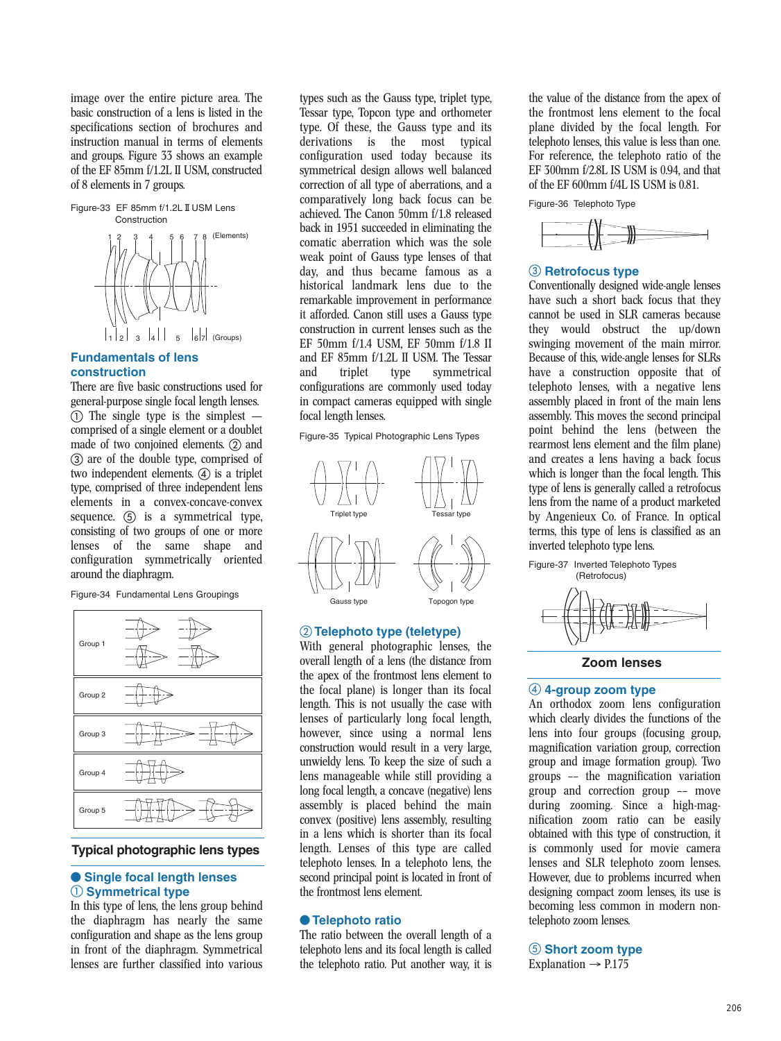image over the entire picture area. The basic construction of a lens is listed in the specifications section of brochures and instruction manual in terms of elements and groups. Figure 33 shows an example of the EF 85mm f/1.2L II USM, constructed of 8 elements in 7 groups.

Figure-33 EF 85mm f/1.2L II USM Lens Construction

## Fundamentals of lens construction

There are five basic constructions used for general-purpose single focal length lenses. ① The single type is the simplest — comprised of a single element or a doublet made of two conjoined elements. ② and ③ are of the double type, comprised of two independent elements. ④ is a triplet type, comprised of three independent lens elements in a convex-concave-convex sequence. ⑤ is a symmetrical type, consisting of two groups of one or more lenses of the same shape and configuration symmetrically oriented around the diaphragm.

Figure-34 Fundamental Lens Groupings

## Typical photographic lens types

### ● Single focal length lenses

### ① Symmetrical type

In this type of lens, the lens group behind the diaphragm has nearly the same configuration and shape as the lens group in front of the diaphragm. Symmetrical lenses are further classified into various types such as the Gauss type, triplet type, Tessar type, Topcon type and orthometer type. Of these, the Gauss type and its derivations is the most typical configuration used today because its symmetrical design allows well balanced correction of all type of aberrations, and a comparatively long back focus can be achieved. The Canon 50mm f/1.8 released back in 1951 succeeded in eliminating the comatic aberration which was the sole weak point of Gauss type lenses of that day, and thus became famous as a historical landmark lens due to the remarkable improvement in performance it afforded. Canon still uses a Gauss type construction in current lenses such as the EF 50mm f/1.4 USM, EF 50mm f/1.8 II and EF 85mm f/1.2L II USM. The Tessar and triplet type symmetrical configurations are commonly used today in compact cameras equipped with single focal length lenses.

Figure-35 Typical Photographic Lens Types

Triplet type　Tessar type　Gauss type　Topogon type

### ② Telephoto type (teletype)

With general photographic lenses, the overall length of a lens (the distance from the apex of the frontmost lens element to the focal plane) is longer than its focal length. This is not usually the case with lenses of particularly long focal length, however, since using a normal lens construction would result in a very large, unwieldy lens. To keep the size of such a lens manageable while still providing a long focal length, a concave (negative) lens assembly is placed behind the main convex (positive) lens assembly, resulting in a lens which is shorter than its focal length. Lenses of this type are called telephoto lenses. In a telephoto lens, the second principal point is located in front of the frontmost lens element.

### ● Telephoto ratio

The ratio between the overall length of a telephoto lens and its focal length is called the telephoto ratio. Put another way, it is the value of the distance from the apex of the frontmost lens element to the focal plane divided by the focal length. For telephoto lenses, this value is less than one. For reference, the telephoto ratio of the EF 300mm f/2.8L IS USM is 0.94, and that of the EF 600mm f/4L IS USM is 0.81.

Figure-36 Telephoto Type

### ③ Retrofocus type

Conventionally designed wide-angle lenses have such a short back focus that they cannot be used in SLR cameras because they would obstruct the up/down swinging movement of the main mirror. Because of this, wide-angle lenses for SLRs have a construction opposite that of telephoto lenses, with a negative lens assembly placed in front of the main lens assembly. This moves the second principal point behind the lens (between the rearmost lens element and the film plane) and creates a lens having a back focus which is longer than the focal length. This type of lens is generally called a retrofocus lens from the name of a product marketed by Angenieux Co. of France. In optical terms, this type of lens is classified as an inverted telephoto type lens.

Figure-37 Inverted Telephoto Types (Retrofocus)

## Zoom lenses

### ④ 4-group zoom type

An orthodox zoom lens configuration which clearly divides the functions of the lens into four groups (focusing group, magnification variation group, correction group and image formation group). Two groups –– the magnification variation group and correction group –– move during zooming. Since a high-magnification zoom ratio can be easily obtained with this type of construction, it is commonly used for movie camera lenses and SLR telephoto zoom lenses. However, due to problems incurred when designing compact zoom lenses, its use is becoming less common in modern non-telephoto zoom lenses.

### ⑤ Short zoom type

Explanation → P.175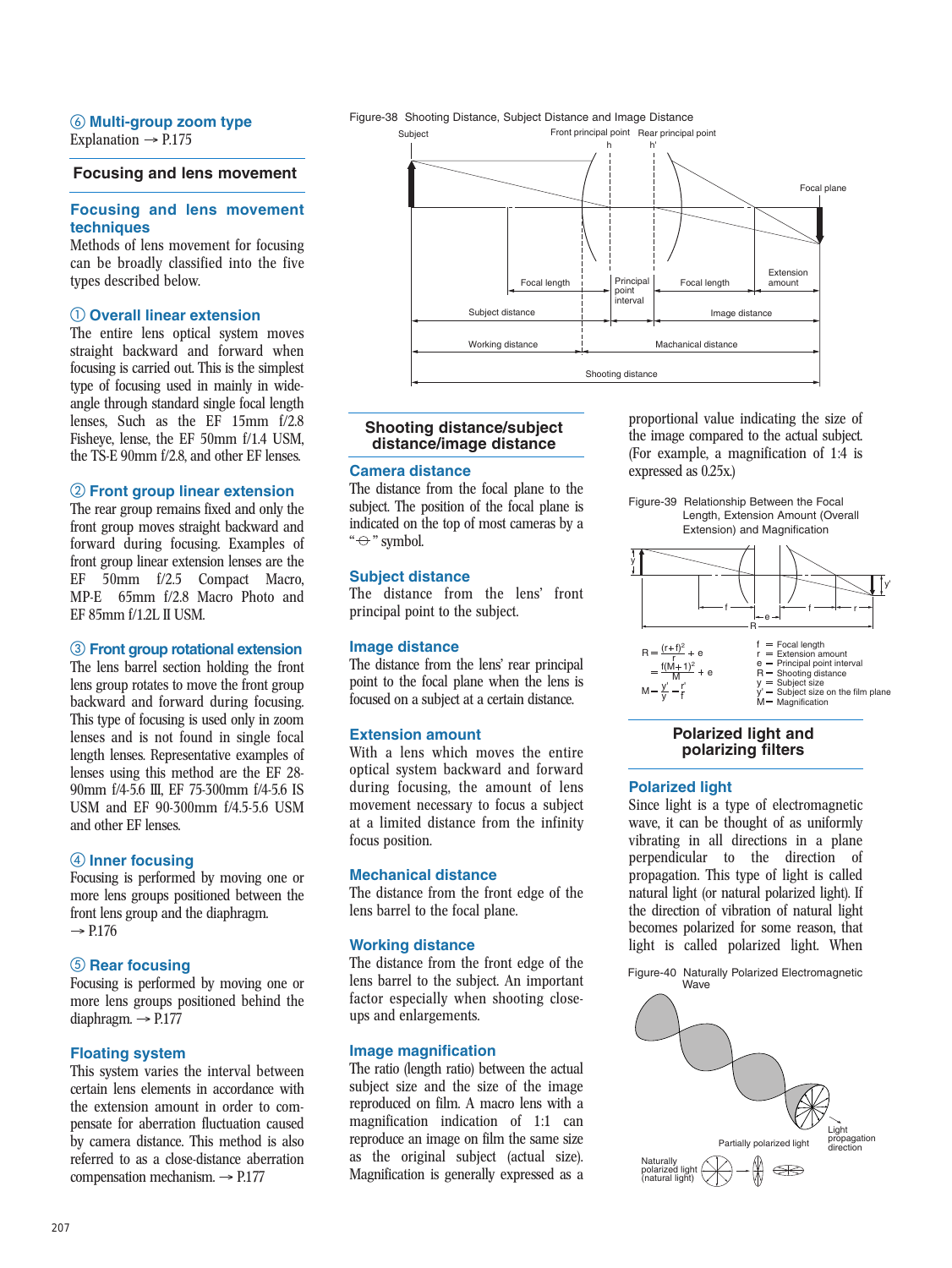### ⑥ Multi-group zoom type

Explanation → P.175

## Focusing and lens movement

### Focusing and lens movement techniques

Methods of lens movement for focusing can be broadly classified into the five types described below.

### ① Overall linear extension

The entire lens optical system moves straight backward and forward when focusing is carried out. This is the simplest type of focusing used in mainly in wide-angle through standard single focal length lenses, Such as the EF 15mm f/2.8 Fisheye, lense, the EF 50mm f/1.4 USM, the TS-E 90mm f/2.8, and other EF lenses.

### ② Front group linear extension

The rear group remains fixed and only the front group moves straight backward and forward during focusing. Examples of front group linear extension lenses are the EF 50mm f/2.5 Compact Macro, MP-E 65mm f/2.8 Macro Photo and EF 85mm f/1.2L II USM.

### ③ Front group rotational extension

The lens barrel section holding the front lens group rotates to move the front group backward and forward during focusing. This type of focusing is used only in zoom lenses and is not found in single focal length lenses. Representative examples of lenses using this method are the EF 28-90mm f/4-5.6 III, EF 75-300mm f/4-5.6 IS USM and EF 90-300mm f/4.5-5.6 USM and other EF lenses.

### ④ Inner focusing

Focusing is performed by moving one or more lens groups positioned between the front lens group and the diaphragm.
→ P.176

### ⑤ Rear focusing

Focusing is performed by moving one or more lens groups positioned behind the diaphragm. → P.177

### Floating system

This system varies the interval between certain lens elements in accordance with the extension amount in order to compensate for aberration fluctuation caused by camera distance. This method is also referred to as a close-distance aberration compensation mechanism. → P.177

Figure-38 Shooting Distance, Subject Distance and Image Distance

## Shooting distance/subject distance/image distance

### Camera distance

The distance from the focal plane to the subject. The position of the focal plane is indicated on the top of most cameras by a "⊖" symbol.

### Subject distance

The distance from the lens' front principal point to the subject.

### Image distance

The distance from the lens' rear principal point to the focal plane when the lens is focused on a subject at a certain distance.

### Extension amount

With a lens which moves the entire optical system backward and forward during focusing, the amount of lens movement necessary to focus a subject at a limited distance from the infinity focus position.

### Mechanical distance

The distance from the front edge of the lens barrel to the focal plane.

### Working distance

The distance from the front edge of the lens barrel to the subject. An important factor especially when shooting close-ups and enlargements.

### Image magnification

The ratio (length ratio) between the actual subject size and the size of the image reproduced on film. A macro lens with a magnification indication of 1:1 can reproduce an image on film the same size as the original subject (actual size). Magnification is generally expressed as a proportional value indicating the size of the image compared to the actual subject. (For example, a magnification of 1:4 is expressed as 0.25x.)

Figure-39 Relationship Between the Focal Length, Extension Amount (Overall Extension) and Magnification

$$R = \frac{(r+f)^2}{r} + e = \frac{f(M+1)^2}{M} + e$$

$$M = \frac{y'}{y} = \frac{r}{f}$$

f = Focal length
r = Extension amount
e = Principal point interval
R = Shooting distance
y = Subject size
y' = Subject size on the film plane
M = Magnification

## Polarized light and polarizing filters

### Polarized light

Since light is a type of electromagnetic wave, it can be thought of as uniformly vibrating in all directions in a plane perpendicular to the direction of propagation. This type of light is called natural light (or natural polarized light). If the direction of vibration of natural light becomes polarized for some reason, that light is called polarized light. When

Figure-40 Naturally Polarized Electromagnetic Wave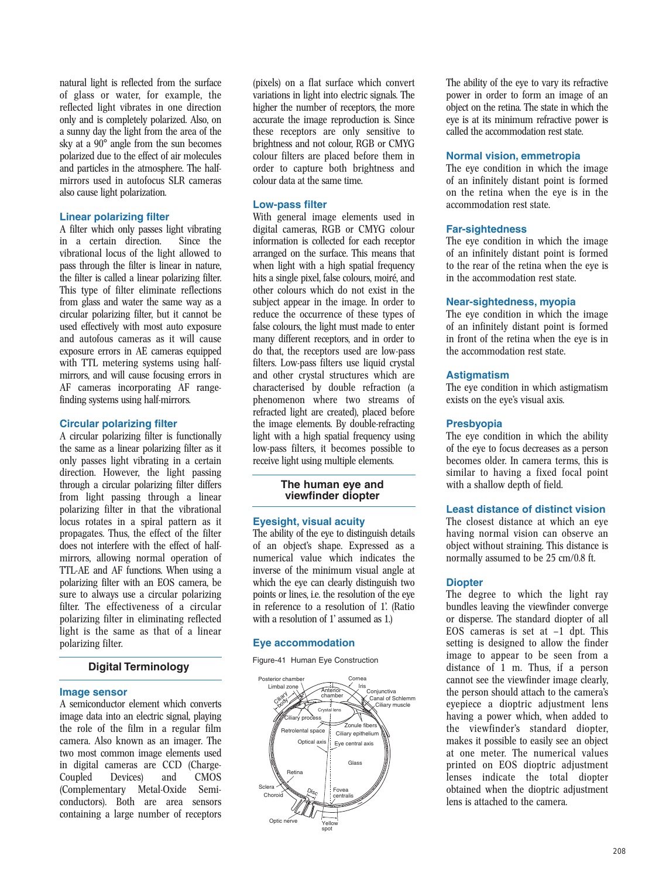natural light is reflected from the surface of glass or water, for example, the reflected light vibrates in one direction only and is completely polarized. Also, on a sunny day the light from the area of the sky at a 90° angle from the sun becomes polarized due to the effect of air molecules and particles in the atmosphere. The half-mirrors used in autofocus SLR cameras also cause light polarization.

### Linear polarizing filter

A filter which only passes light vibrating in a certain direction. Since the vibrational locus of the light allowed to pass through the filter is linear in nature, the filter is called a linear polarizing filter. This type of filter eliminate reflections from glass and water the same way as a circular polarizing filter, but it cannot be used effectively with most auto exposure and autofous cameras as it will cause exposure errors in AE cameras equipped with TTL metering systems using half-mirrors, and will cause focusing errors in AF cameras incorporating AF range-finding systems using half-mirrors.

### Circular polarizing filter

A circular polarizing filter is functionally the same as a linear polarizing filter as it only passes light vibrating in a certain direction. However, the light passing through a circular polarizing filter differs from light passing through a linear polarizing filter in that the vibrational locus rotates in a spiral pattern as it propagates. Thus, the effect of the filter does not interfere with the effect of half-mirrors, allowing normal operation of TTL-AE and AF functions. When using a polarizing filter with an EOS camera, be sure to always use a circular polarizing filter. The effectiveness of a circular polarizing filter in eliminating reflected light is the same as that of a linear polarizing filter.

## Digital Terminology

### Image sensor

A semiconductor element which converts image data into an electric signal, playing the role of the film in a regular film camera. Also known as an imager. The two most common image elements used in digital cameras are CCD (Charge-Coupled Devices) and CMOS (Complementary Metal-Oxide Semi-conductors). Both are area sensors containing a large number of receptors (pixels) on a flat surface which convert variations in light into electric signals. The higher the number of receptors, the more accurate the image reproduction is. Since these receptors are only sensitive to brightness and not colour, RGB or CMYG colour filters are placed before them in order to capture both brightness and colour data at the same time.

### Low-pass filter

With general image elements used in digital cameras, RGB or CMYG colour information is collected for each receptor arranged on the surface. This means that when light with a high spatial frequency hits a single pixel, false colours, moiré, and other colours which do not exist in the subject appear in the image. In order to reduce the occurrence of these types of false colours, the light must made to enter many different receptors, and in order to do that, the receptors used are low-pass filters. Low-pass filters use liquid crystal and other crystal structures which are characterised by double refraction (a phenomenon where two streams of refracted light are created), placed before the image elements. By double-refracting light with a high spatial frequency using low-pass filters, it becomes possible to receive light using multiple elements.

## The human eye and viewfinder diopter

### Eyesight, visual acuity

The ability of the eye to distinguish details of an object's shape. Expressed as a numerical value which indicates the inverse of the minimum visual angle at which the eye can clearly distinguish two points or lines, i.e. the resolution of the eye in reference to a resolution of 1'. (Ratio with a resolution of 1' assumed as 1.)

### Eye accommodation

Figure-41 Human Eye Construction

Posterior chamber, Limbal zone, Ciliary body, Anterior chamber, Crystal lens, Cornea, Iris, Conjunctiva, Canal of Schlemm, Ciliary muscle, Ciliary process, Zonule fibers, Retrolental space, Ciliary epithelium, Optical axis, Eye central axis, Glass, Retina, Sclera, Choroid, Disc, Fovea centralis, Optic nerve, Yellow spot

The ability of the eye to vary its refractive power in order to form an image of an object on the retina. The state in which the eye is at its minimum refractive power is called the accommodation rest state.

### Normal vision, emmetropia

The eye condition in which the image of an infinitely distant point is formed on the retina when the eye is in the accommodation rest state.

### Far-sightedness

The eye condition in which the image of an infinitely distant point is formed to the rear of the retina when the eye is in the accommodation rest state.

### Near-sightedness, myopia

The eye condition in which the image of an infinitely distant point is formed in front of the retina when the eye is in the accommodation rest state.

### Astigmatism

The eye condition in which astigmatism exists on the eye's visual axis.

### Presbyopia

The eye condition in which the ability of the eye to focus decreases as a person becomes older. In camera terms, this is similar to having a fixed focal point with a shallow depth of field.

### Least distance of distinct vision

The closest distance at which an eye having normal vision can observe an object without straining. This distance is normally assumed to be 25 cm/0.8 ft.

### Diopter

The degree to which the light ray bundles leaving the viewfinder converge or disperse. The standard diopter of all EOS cameras is set at –1 dpt. This setting is designed to allow the finder image to appear to be seen from a distance of 1 m. Thus, if a person cannot see the viewfinder image clearly, the person should attach to the camera's eyepiece a dioptric adjustment lens having a power which, when added to the viewfinder's standard diopter, makes it possible to easily see an object at one meter. The numerical values printed on EOS dioptric adjustment lenses indicate the total diopter obtained when the dioptric adjustment lens is attached to the camera.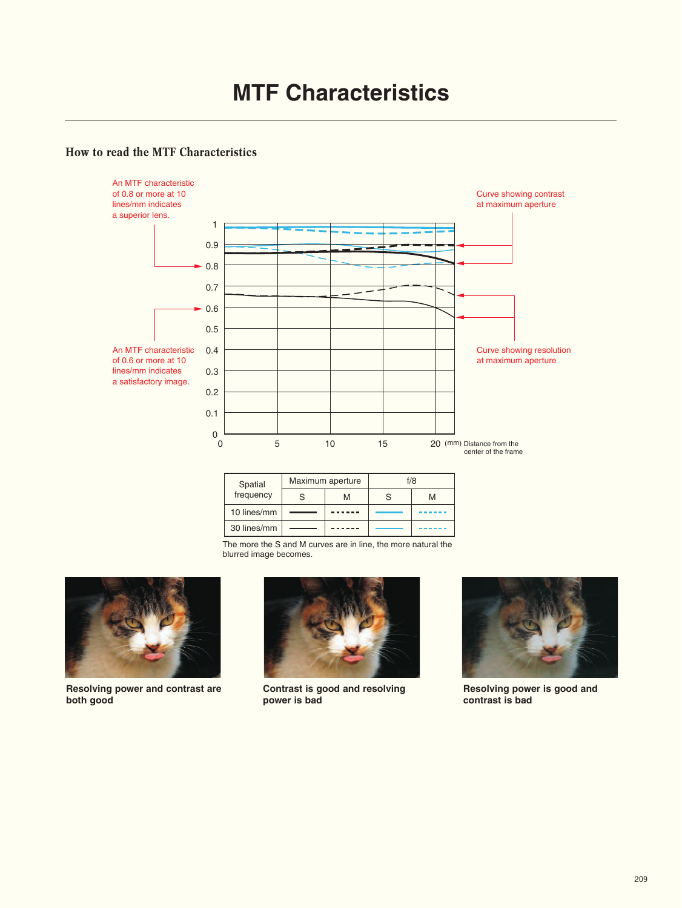# MTF Characteristics

## How to read the MTF Characteristics

An MTF characteristic of 0.8 or more at 10 lines/mm indicates a superior lens.

An MTF characteristic of 0.6 or more at 10 lines/mm indicates a satisfactory image.

Curve showing contrast at maximum aperture

Curve showing resolution at maximum aperture

(mm) Distance from the center of the frame

| Spatial frequency | Maximum aperture | | f/8 | |
|---|---|---|---|---|
| | S | M | S | M |
| 10 lines/mm | ▬▬▬ (thick black solid) | ■■■■■■ (thick black dashed) | ▬▬▬ (thick blue solid) | ■■■■■■ (thick blue dashed) |
| 30 lines/mm | ─── (thin black solid) | ------ (thin black dashed) | ─── (thin blue solid) | ------ (thin blue dashed) |

The more the S and M curves are in line, the more natural the blurred image becomes.

Resolving power and contrast are both good

Contrast is good and resolving power is bad

Resolving power is good and contrast is bad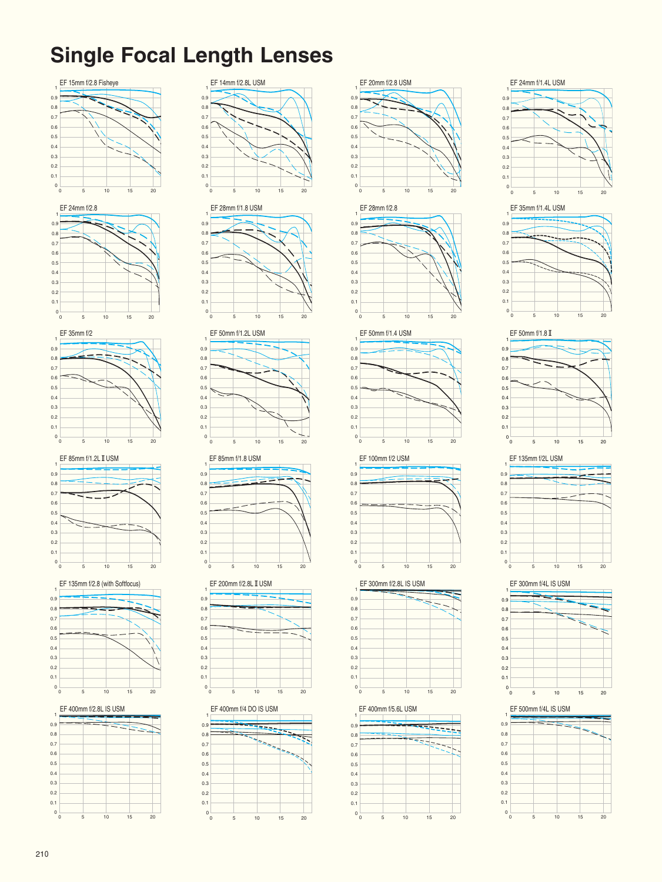# Single Focal Length Lenses

EF 15mm f/2.8 Fisheye

EF 14mm f/2.8L USM

EF 20mm f/2.8 USM

EF 24mm f/1.4L USM

EF 24mm f/2.8

EF 28mm f/1.8 USM

EF 28mm f/2.8

EF 35mm f/1.4L USM

EF 35mm f/2

EF 50mm f/1.2L USM

EF 50mm f/1.4 USM

EF 50mm f/1.8 II

EF 85mm f/1.2L II USM

EF 85mm f/1.8 USM

EF 100mm f/2 USM

EF 135mm f/2L USM

EF 135mm f/2.8 (with Softfocus)

EF 200mm f/2.8L II USM

EF 300mm f/2.8L IS USM

EF 300mm f/4L IS USM

EF 400mm f/2.8L IS USM

EF 400mm f/4 DO IS USM

EF 400mm f/5.6L USM

EF 500mm f/4L IS USM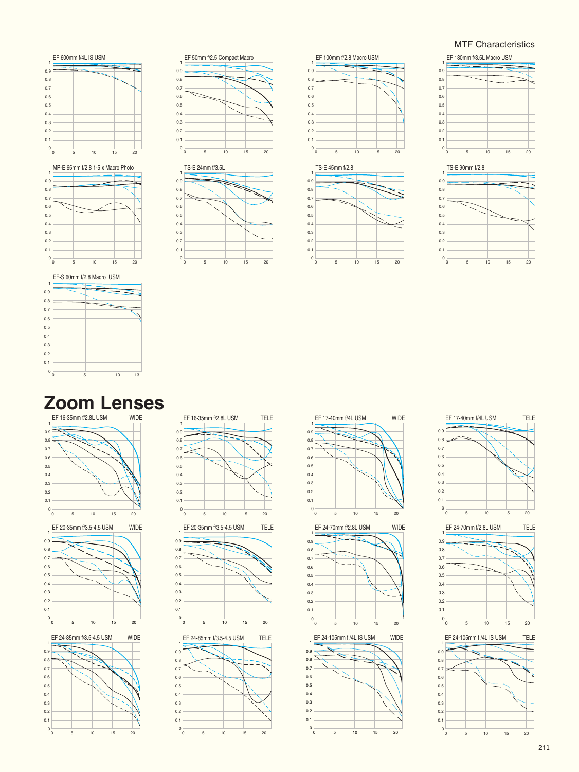MTF Characteristics

EF 600mm f/4L IS USM

EF 50mm f/2.5 Compact Macro

EF 100mm f/2.8 Macro USM

EF 180mm f/3.5L Macro USM

MP-E 65mm f/2.8 1-5 x Macro Photo

TS-E 24mm f/3.5L

TS-E 45mm f/2.8

TS-E 90mm f/2.8

EF-S 60mm f/2.8 Macro USM

# Zoom Lenses

EF 16-35mm f/2.8L USM WIDE

EF 16-35mm f/2.8L USM TELE

EF 17-40mm f/4L USM WIDE

EF 17-40mm f/4L USM TELE

EF 20-35mm f/3.5-4.5 USM WIDE

EF 20-35mm f/3.5-4.5 USM TELE

EF 24-70mm f/2.8L USM WIDE

EF 24-70mm f/2.8L USM TELE

EF 24-85mm f/3.5-4.5 USM WIDE

EF 24-85mm f/3.5-4.5 USM TELE

EF 24-105mm f /4L IS USM WIDE

EF 24-105mm f /4L IS USM TELE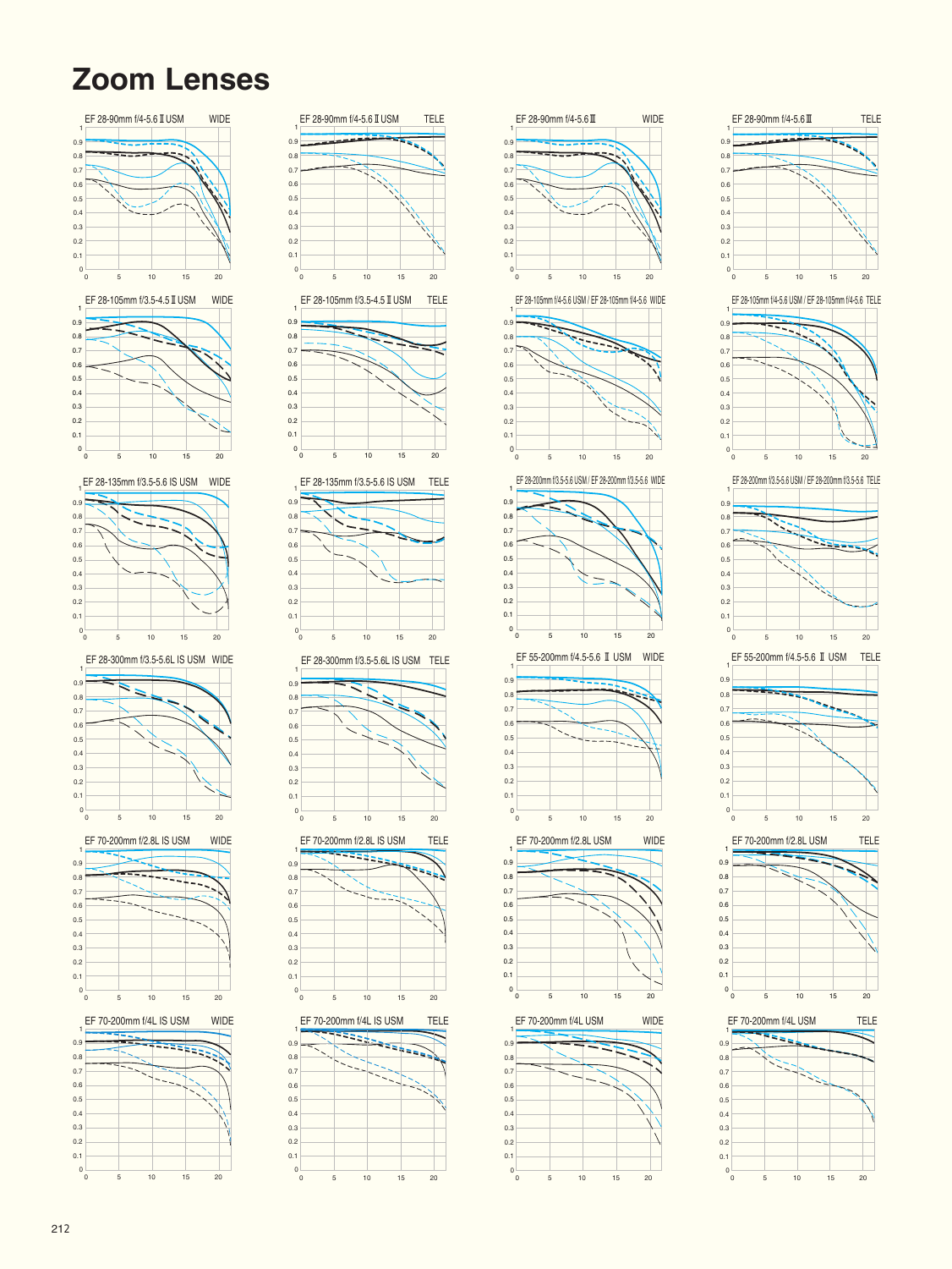# Zoom Lenses

EF 28-90mm f/4-5.6 II USM WIDE

EF 28-90mm f/4-5.6 II USM TELE

EF 28-90mm f/4-5.6 III WIDE

EF 28-90mm f/4-5.6 III TELE

EF 28-105mm f/3.5-4.5 II USM WIDE

EF 28-105mm f/3.5-4.5 II USM TELE

EF 28-105mm f/4-5.6 USM / EF 28-105mm f/4-5.6 WIDE

EF 28-105mm f/4-5.6 USM / EF 28-105mm f/4-5.6 TELE

EF 28-135mm f/3.5-5.6 IS USM WIDE

EF 28-135mm f/3.5-5.6 IS USM TELE

EF 28-200mm f/3.5-5.6 USM / EF 28-200mm f/3.5-5.6 WIDE

EF 28-200mm f/3.5-5.6 USM / EF 28-200mm f/3.5-5.6 TELE

EF 28-300mm f/3.5-5.6L IS USM WIDE

EF 28-300mm f/3.5-5.6L IS USM TELE

EF 55-200mm f/4.5-5.6 II USM WIDE

EF 55-200mm f/4.5-5.6 II USM TELE

EF 70-200mm f/2.8L IS USM WIDE

EF 70-200mm f/2.8L IS USM TELE

EF 70-200mm f/2.8L USM WIDE

EF 70-200mm f/2.8L USM TELE

EF 70-200mm f/4L IS USM WIDE

EF 70-200mm f/4L IS USM TELE

EF 70-200mm f/4L USM WIDE

EF 70-200mm f/4L USM TELE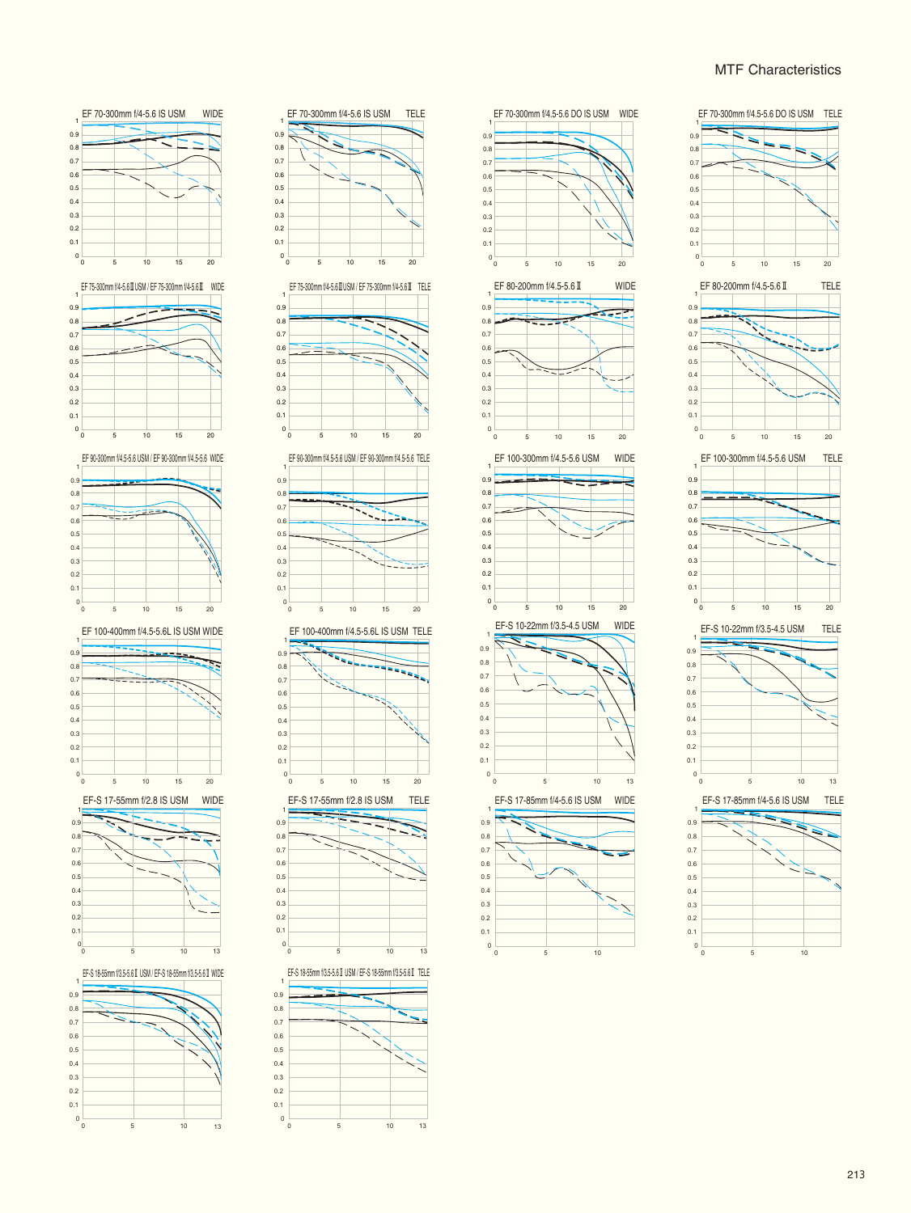# MTF Characteristics

EF 70-300mm f/4-5.6 IS USM WIDE

EF 70-300mm f/4-5.6 IS USM TELE

EF 70-300mm f/4.5-5.6 DO IS USM WIDE

EF 70-300mm f/4.5-5.6 DO IS USM TELE

EF 75-300mm f/4-5.6 III USM / EF 75-300mm f/4-5.6 III WIDE

EF 75-300mm f/4-5.6 III USM / EF 75-300mm f/4-5.6 III TELE

EF 80-200mm f/4.5-5.6 II WIDE

EF 80-200mm f/4.5-5.6 II TELE

EF 90-300mm f/4.5-5.6 USM / EF 90-300mm f/4.5-5.6 WIDE

EF 90-300mm f/4.5-5.6 USM / EF 90-300mm f/4.5-5.6 TELE

EF 100-300mm f/4.5-5.6 USM WIDE

EF 100-300mm f/4.5-5.6 USM TELE

EF 100-400mm f/4.5-5.6L IS USM WIDE

EF 100-400mm f/4.5-5.6L IS USM TELE

EF-S 10-22mm f/3.5-4.5 USM WIDE

EF-S 10-22mm f/3.5-4.5 USM TELE

EF-S 17-55mm f/2.8 IS USM WIDE

EF-S 17-55mm f/2.8 IS USM TELE

EF-S 17-85mm f/4-5.6 IS USM WIDE

EF-S 17-85mm f/4-5.6 IS USM TELE

EF-S 18-55mm f/3.5-5.6 II USM / EF-S 18-55mm f/3.5-5.6 II WIDE

EF-S 18-55mm f/3.5-5.6 II USM / EF-S 18-55mm f/3.5-5.6 II TELE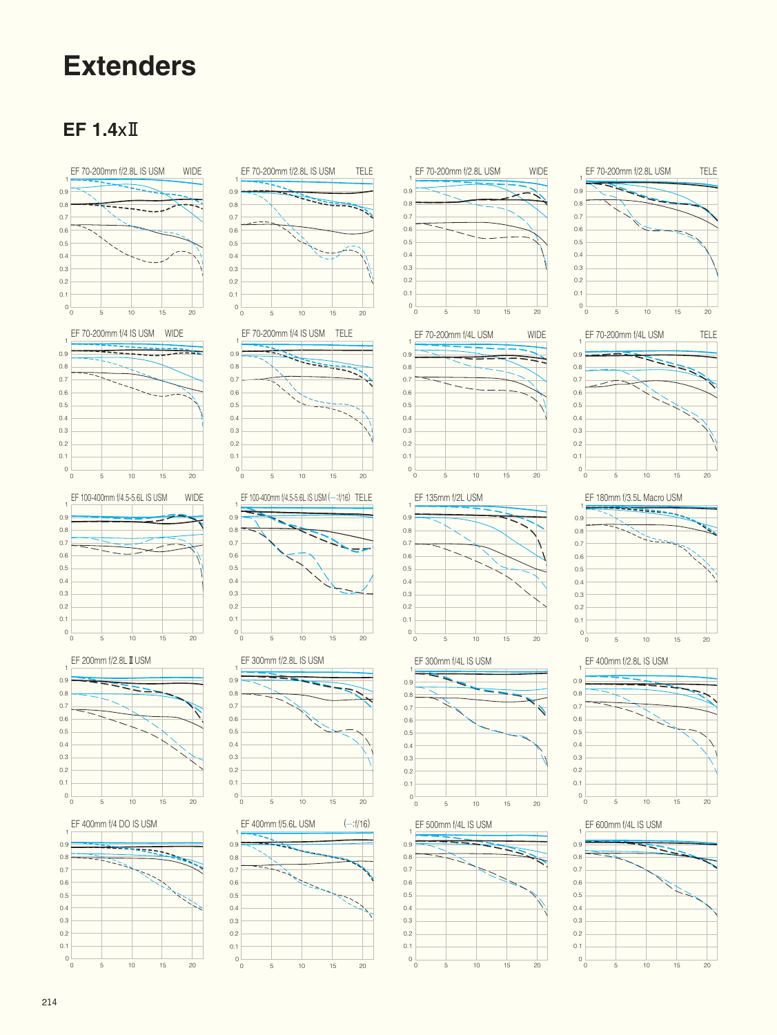# Extenders

## EF 1.4xⅡ

EF 70-200mm f/2.8L IS USM WIDE

EF 70-200mm f/2.8L IS USM TELE

EF 70-200mm f/2.8L USM WIDE

EF 70-200mm f/2.8L USM TELE

EF 70-200mm f/4 IS USM WIDE

EF 70-200mm f/4 IS USM TELE

EF 70-200mm f/4L USM WIDE

EF 70-200mm f/4L USM TELE

EF 100-400mm f/4.5-5.6L IS USM WIDE

EF 100-400mm f/4.5-5.6L IS USM (—:f/16) TELE

EF 135mm f/2L USM

EF 180mm f/3.5L Macro USM

EF 200mm f/2.8L Ⅱ USM

EF 300mm f/2.8L IS USM

EF 300mm f/4L IS USM

EF 400mm f/2.8L IS USM

EF 400mm f/4 DO IS USM

EF 400mm f/5.6L USM (—:f/16)

EF 500mm f/4L IS USM

EF 600mm f/4L IS USM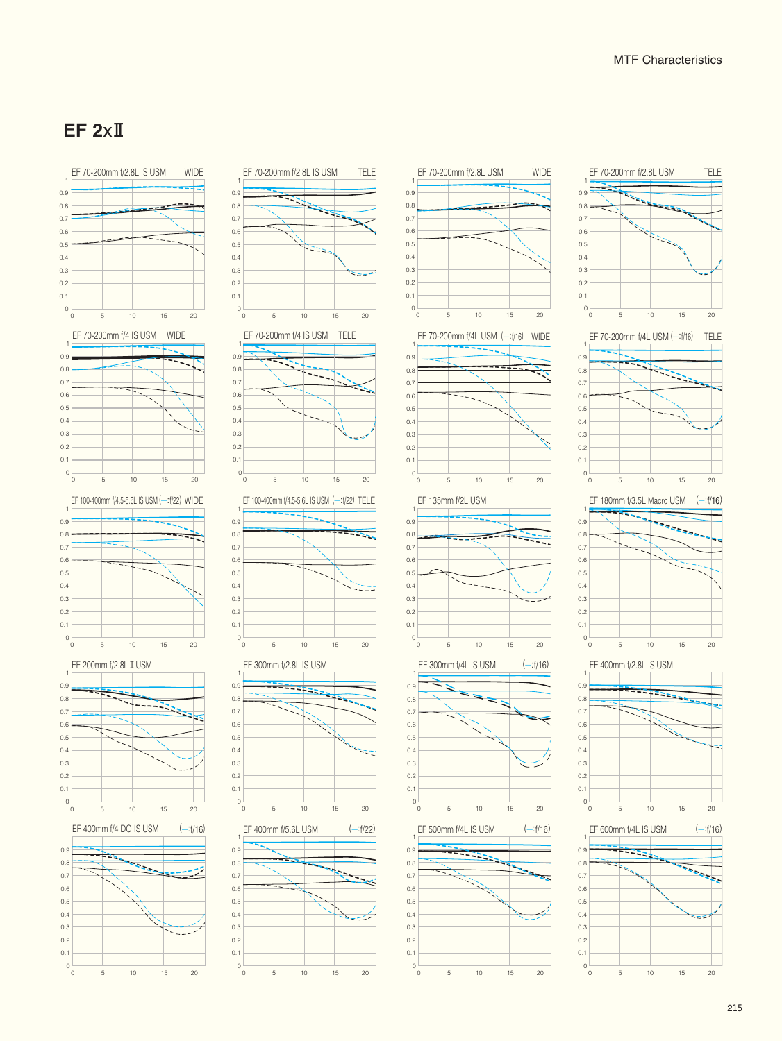# EF 2xⅡ

EF 70-200mm f/2.8L IS USM WIDE

EF 70-200mm f/2.8L IS USM TELE

EF 70-200mm f/2.8L USM WIDE

EF 70-200mm f/2.8L USM TELE

EF 70-200mm f/4 IS USM WIDE

EF 70-200mm f/4 IS USM TELE

EF 70-200mm f/4L USM (---:f/16) WIDE

EF 70-200mm f/4L USM (---:f/16) TELE

EF 100-400mm f/4.5-5.6L IS USM (---:f/22) WIDE

EF 100-400mm f/4.5-5.6L IS USM (---:f/22) TELE

EF 135mm f/2L USM

EF 180mm f/3.5L Macro USM (---:f/16)

EF 200mm f/2.8L Ⅱ USM

EF 300mm f/2.8L IS USM

EF 300mm f/4L IS USM (---:f/16)

EF 400mm f/2.8L IS USM

EF 400mm f/4 DO IS USM (---:f/16)

EF 400mm f/5.6L USM (---:f/22)

EF 500mm f/4L IS USM (---:f/16)

EF 600mm f/4L IS USM (---:f/16)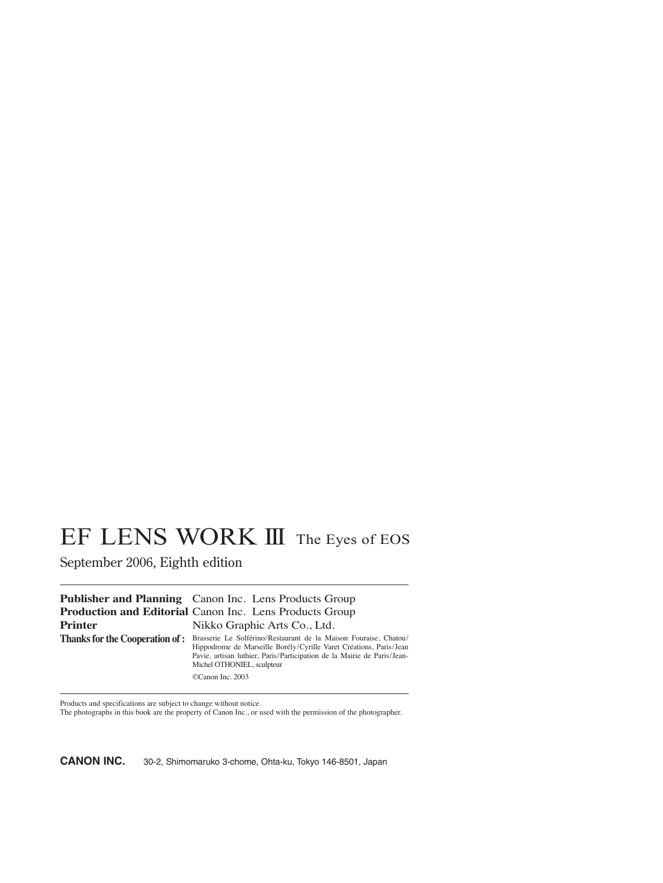# EF LENS WORK III The Eyes of EOS

September 2006, Eighth edition

---

**Publisher and Planning** Canon Inc. Lens Products Group
**Production and Editorial** Canon Inc. Lens Products Group
**Printer** Nikko Graphic Arts Co., Ltd.
**Thanks for the Cooperation of :** Brasserie Le Solférino/Restaurant de la Maison Fouraise, Chatou/Hippodrome de Marseille Borély/Cyrille Varet Créations, Paris/Jean Pavie, artisan luthier, Paris/Participation de la Mairie de Paris/Jean-Michel OTHONIEL, sculpteur

©Canon Inc. 2003

---

Products and specifications are subject to change without notice.
The photographs in this book are the property of Canon Inc., or used with the permission of the photographer.

**CANON INC.** 30-2, Shimomaruko 3-chome, Ohta-ku, Tokyo 146-8501, Japan